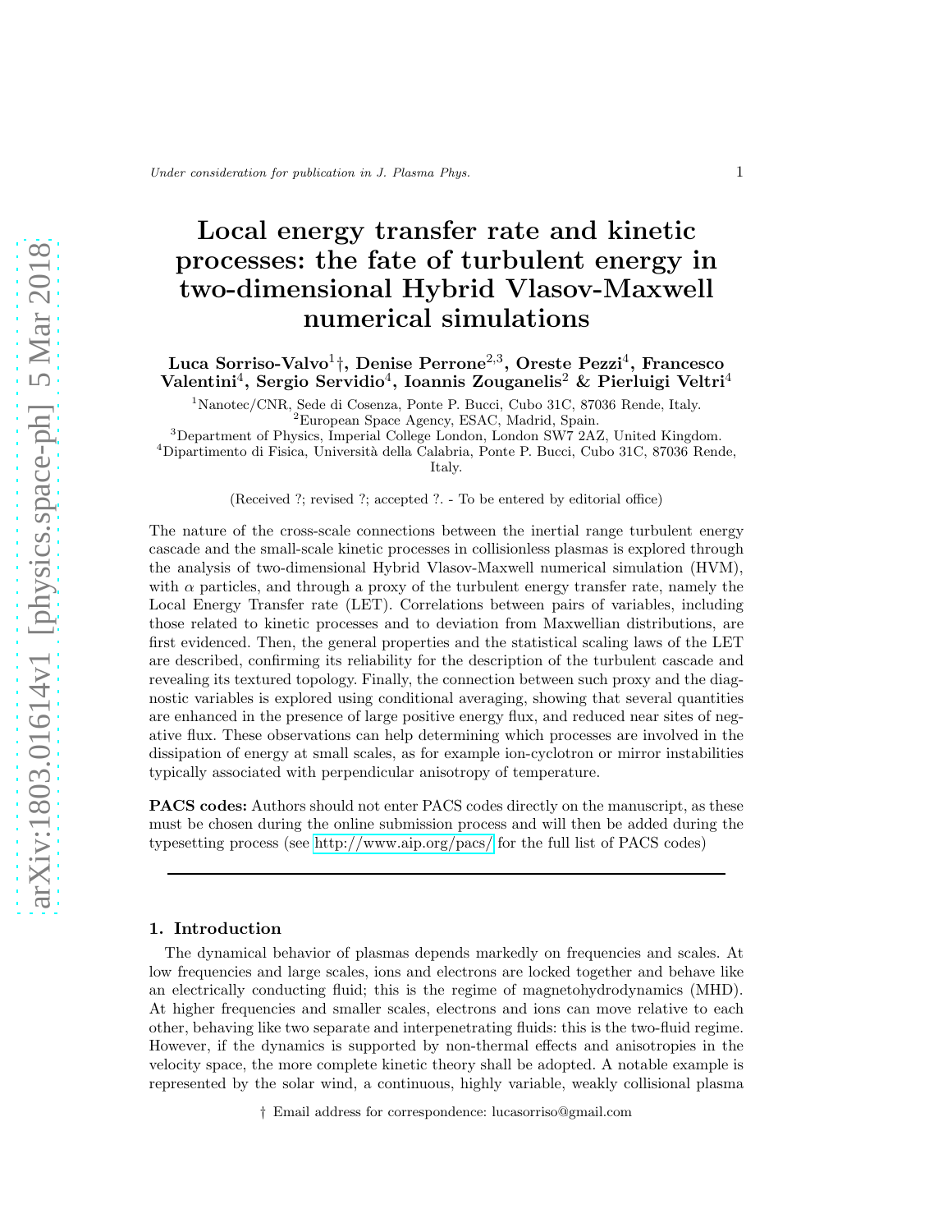# Local energy transfer rate and kinetic processes: the fate of turbulent energy in two-dimensional Hybrid Vlasov-Maxwell numerical simulations

**Luca Sorriso-Valvo[1]†, Denise Perrone[2,3], Oreste Pezzi[4], Francesco Valentini[4], Sergio Servidio[4], Ioannis Zouganelis[2] & Pierluigi Veltri[4]**

[1]Nanotec/CNR, Sede di Cosenza, Ponte P. Bucci, Cubo 31C, 87036 Rende, Italy.
[2]European Space Agency, ESAC, Madrid, Spain.
[3]Department of Physics, Imperial College London, London SW7 2AZ, United Kingdom.
[4]Dipartimento di Fisica, Università della Calabria, Ponte P. Bucci, Cubo 31C, 87036 Rende, Italy.

(Received ?; revised ?; accepted ?. - To be entered by editorial office)

The nature of the cross-scale connections between the inertial range turbulent energy cascade and the small-scale kinetic processes in collisionless plasmas is explored through the analysis of two-dimensional Hybrid Vlasov-Maxwell numerical simulation (HVM), with $\alpha$ particles, and through a proxy of the turbulent energy transfer rate, namely the Local Energy Transfer rate (LET). Correlations between pairs of variables, including those related to kinetic processes and to deviation from Maxwellian distributions, are first evidenced. Then, the general properties and the statistical scaling laws of the LET are described, confirming its reliability for the description of the turbulent cascade and revealing its textured topology. Finally, the connection between such proxy and the diagnostic variables is explored using conditional averaging, showing that several quantities are enhanced in the presence of large positive energy flux, and reduced near sites of negative flux. These observations can help determining which processes are involved in the dissipation of energy at small scales, as for example ion-cyclotron or mirror instabilities typically associated with perpendicular anisotropy of temperature.

**PACS codes:** Authors should not enter PACS codes directly on the manuscript, as these must be chosen during the online submission process and will then be added during the typesetting process (see http://www.aip.org/pacs/ for the full list of PACS codes)

## 1. Introduction

The dynamical behavior of plasmas depends markedly on frequencies and scales. At low frequencies and large scales, ions and electrons are locked together and behave like an electrically conducting fluid; this is the regime of magnetohydrodynamics (MHD). At higher frequencies and smaller scales, electrons and ions can move relative to each other, behaving like two separate and interpenetrating fluids: this is the two-fluid regime. However, if the dynamics is supported by non-thermal effects and anisotropies in the velocity space, the more complete kinetic theory shall be adopted. A notable example is represented by the solar wind, a continuous, highly variable, weakly collisional plasma

† Email address for correspondence: lucasorriso@gmail.com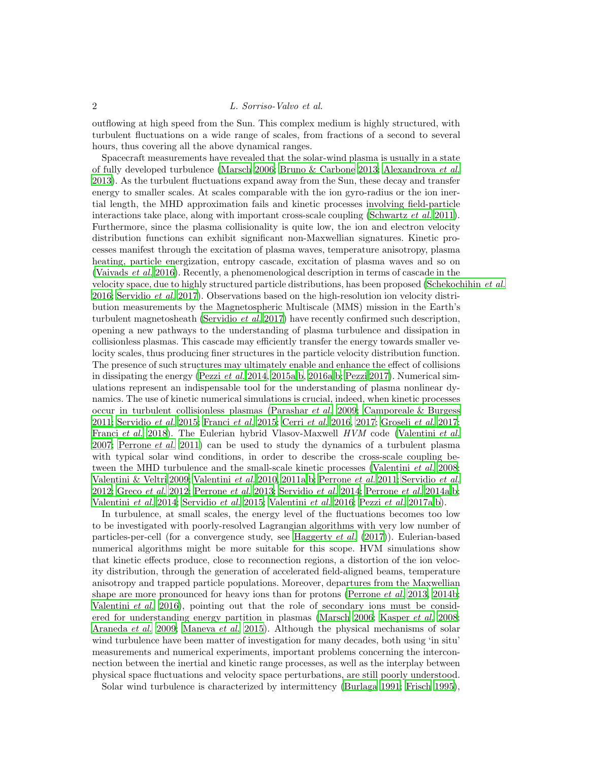outflowing at high speed from the Sun. This complex medium is highly structured, with turbulent fluctuations on a wide range of scales, from fractions of a second to several hours, thus covering all the above dynamical ranges.

Spacecraft measurements have revealed that the solar-wind plasma is usually in a state of fully developed turbulence (Marsch 2006; Bruno & Carbone 2013; Alexandrova *et al.* 2013). As the turbulent fluctuations expand away from the Sun, these decay and transfer energy to smaller scales. At scales comparable with the ion gyro-radius or the ion inertial length, the MHD approximation fails and kinetic processes involving field-particle interactions take place, along with important cross-scale coupling (Schwartz *et al.* 2011). Furthermore, since the plasma collisionality is quite low, the ion and electron velocity distribution functions can exhibit significant non-Maxwellian signatures. Kinetic processes manifest through the excitation of plasma waves, temperature anisotropy, plasma heating, particle energization, entropy cascade, excitation of plasma waves and so on (Vaivads *et al.* 2016). Recently, a phenomenological description in terms of cascade in the velocity space, due to highly structured particle distributions, has been proposed (Schekochihin *et al.* 2016; Servidio *et al.* 2017). Observations based on the high-resolution ion velocity distribution measurements by the Magnetospheric Multiscale (MMS) mission in the Earth's turbulent magnetosheath (Servidio *et al.* 2017) have recently confirmed such description, opening a new pathways to the understanding of plasma turbulence and dissipation in collisionless plasmas. This cascade may efficiently transfer the energy towards smaller velocity scales, thus producing finer structures in the particle velocity distribution function. The presence of such structures may ultimately enable and enhance the effect of collisions in dissipating the energy (Pezzi *et al.* 2014, 2015a,b, 2016a,b; Pezzi 2017). Numerical simulations represent an indispensable tool for the understanding of plasma nonlinear dynamics. The use of kinetic numerical simulations is crucial, indeed, when kinetic processes occur in turbulent collisionless plasmas (Parashar *et al.* 2009; Camporeale & Burgess 2011; Servidio *et al.* 2015; Franci *et al.* 2015; Cerri *et al.* 2016, 2017; Groselj *et al.* 2017; Franci *et al.* 2018). The Eulerian hybrid Vlasov-Maxwell *HVM* code (Valentini *et al.* 2007; Perrone *et al.* 2011) can be used to study the dynamics of a turbulent plasma with typical solar wind conditions, in order to describe the cross-scale coupling between the MHD turbulence and the small-scale kinetic processes (Valentini *et al.* 2008; Valentini & Veltri 2009; Valentini *et al.* 2010, 2011a,b; Perrone *et al.* 2011; Servidio *et al.* 2012; Greco *et al.* 2012; Perrone *et al.* 2013; Servidio *et al.* 2014; Perrone *et al.* 2014a,b; Valentini *et al.* 2014; Servidio *et al.* 2015; Valentini *et al.* 2016; Pezzi *et al.* 2017a,b).

In turbulence, at small scales, the energy level of the fluctuations becomes too low to be investigated with poorly-resolved Lagrangian algorithms with very low number of particles-per-cell (for a convergence study, see Haggerty *et al.* (2017)). Eulerian-based numerical algorithms might be more suitable for this scope. HVM simulations show that kinetic effects produce, close to reconnection regions, a distortion of the ion velocity distribution, through the generation of accelerated field-aligned beams, temperature anisotropy and trapped particle populations. Moreover, departures from the Maxwellian shape are more pronounced for heavy ions than for protons (Perrone *et al.* 2013, 2014b; Valentini *et al.* 2016), pointing out that the role of secondary ions must be considered for understanding energy partition in plasmas (Marsch 2006; Kasper *et al.* 2008; Araneda *et al.* 2009; Maneva *et al.* 2015). Although the physical mechanisms of solar wind turbulence have been matter of investigation for many decades, both using 'in situ' measurements and numerical experiments, important problems concerning the interconnection between the inertial and kinetic range processes, as well as the interplay between physical space fluctuations and velocity space perturbations, are still poorly understood.

Solar wind turbulence is characterized by intermittency (Burlaga 1991; Frisch 1995),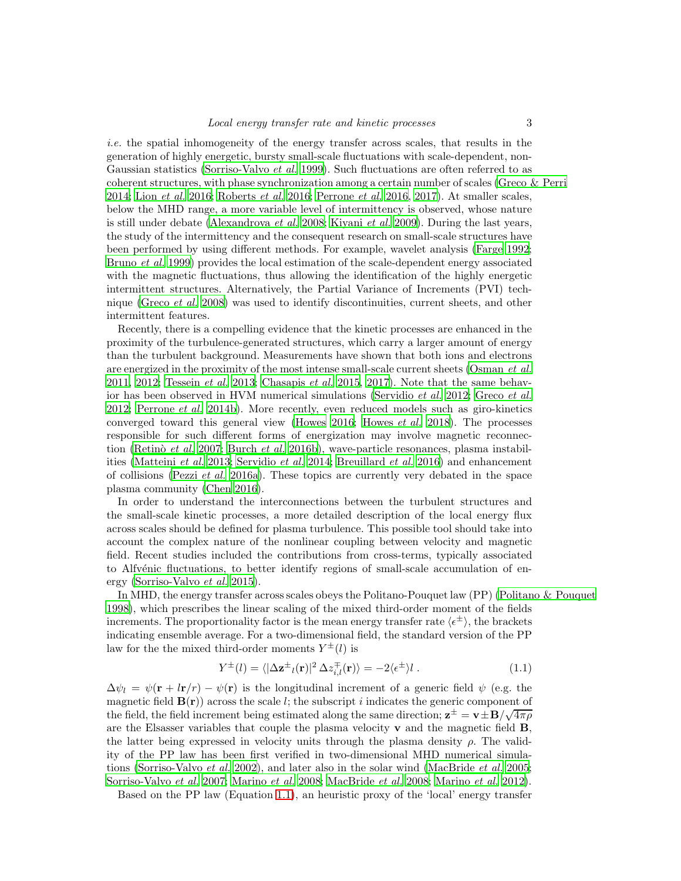*i.e.* the spatial inhomogeneity of the energy transfer across scales, that results in the generation of highly energetic, bursty small-scale fluctuations with scale-dependent, non-Gaussian statistics (Sorriso-Valvo *et al.* 1999). Such fluctuations are often referred to as coherent structures, with phase synchronization among a certain number of scales (Greco & Perri 2014; Lion *et al.* 2016; Roberts *et al.* 2016; Perrone *et al.* 2016, 2017). At smaller scales, below the MHD range, a more variable level of intermittency is observed, whose nature is still under debate (Alexandrova *et al.* 2008; Kiyani *et al.* 2009). During the last years, the study of the intermittency and the consequent research on small-scale structures have been performed by using different methods. For example, wavelet analysis (Farge 1992; Bruno *et al.* 1999) provides the local estimation of the scale-dependent energy associated with the magnetic fluctuations, thus allowing the identification of the highly energetic intermittent structures. Alternatively, the Partial Variance of Increments (PVI) technique (Greco *et al.* 2008) was used to identify discontinuities, current sheets, and other intermittent features.

Recently, there is a compelling evidence that the kinetic processes are enhanced in the proximity of the turbulence-generated structures, which carry a larger amount of energy than the turbulent background. Measurements have shown that both ions and electrons are energized in the proximity of the most intense small-scale current sheets (Osman *et al.* 2011, 2012; Tessein *et al.* 2013; Chasapis *et al.* 2015, 2017). Note that the same behavior has been observed in HVM numerical simulations (Servidio *et al.* 2012; Greco *et al.* 2012; Perrone *et al.* 2014b). More recently, even reduced models such as giro-kinetics converged toward this general view (Howes 2016; Howes *et al.* 2018). The processes responsible for such different forms of energization may involve magnetic reconnection (Retinò *et al.* 2007; Burch *et al.* 2016b), wave-particle resonances, plasma instabilities (Matteini *et al.* 2013; Servidio *et al.* 2014; Breuillard *et al.* 2016) and enhancement of collisions (Pezzi *et al.* 2016a). These topics are currently very debated in the space plasma community (Chen 2016).

In order to understand the interconnections between the turbulent structures and the small-scale kinetic processes, a more detailed description of the local energy flux across scales should be defined for plasma turbulence. This possible tool should take into account the complex nature of the nonlinear coupling between velocity and magnetic field. Recent studies included the contributions from cross-terms, typically associated to Alfvénic fluctuations, to better identify regions of small-scale accumulation of energy (Sorriso-Valvo *et al.* 2015).

In MHD, the energy transfer across scales obeys the Politano-Pouquet law (PP) (Politano & Pouquet 1998), which prescribes the linear scaling of the mixed third-order moment of the fields increments. The proportionality factor is the mean energy transfer rate $\langle\epsilon^{\pm}\rangle$, the brackets indicating ensemble average. For a two-dimensional field, the standard version of the PP law for the the mixed third-order moments $Y^{\pm}(l)$ is

$$Y^{\pm}(l) = \langle|\Delta \mathbf{z}^{\pm}{}_l(\mathbf{r})|^2\, \Delta z^{\mp}_{i,l}(\mathbf{r})\rangle = -2\langle\epsilon^{\pm}\rangle l\,. \tag{1.1}$$

$\Delta\psi_l = \psi(\mathbf{r} + l\mathbf{r}/r) - \psi(\mathbf{r})$ is the longitudinal increment of a generic field $\psi$ (e.g. the magnetic field $\mathbf{B}(\mathbf{r})$) across the scale $l$; the subscript $i$ indicates the generic component of the field, the field increment being estimated along the same direction; $\mathbf{z}^{\pm} = \mathbf{v} \pm \mathbf{B}/\sqrt{4\pi\rho}$ are the Elsasser variables that couple the plasma velocity $\mathbf{v}$ and the magnetic field $\mathbf{B}$, the latter being expressed in velocity units through the plasma density $\rho$. The validity of the PP law has been first verified in two-dimensional MHD numerical simulations (Sorriso-Valvo *et al.* 2002), and later also in the solar wind (MacBride *et al.* 2005; Sorriso-Valvo *et al.* 2007; Marino *et al.* 2008; MacBride *et al.* 2008; Marino *et al.* 2012).

Based on the PP law (Equation 1.1), an heuristic proxy of the 'local' energy transfer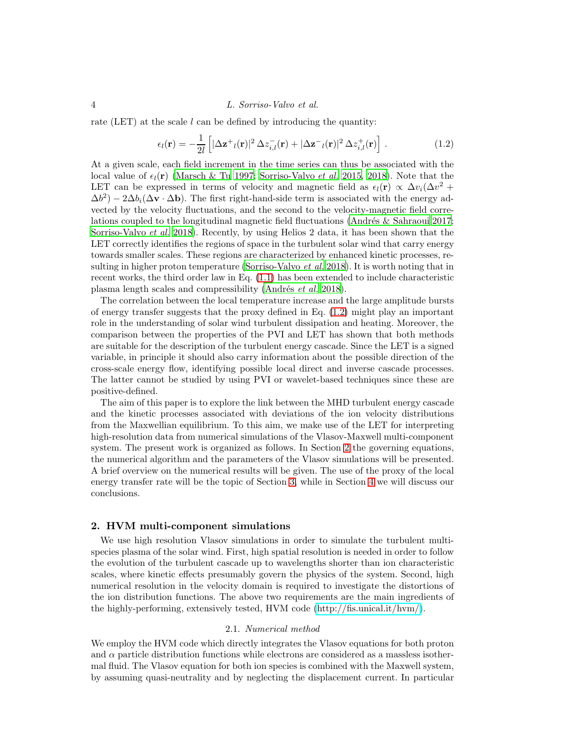rate (LET) at the scale $l$ can be defined by introducing the quantity:

$$\epsilon_l(\mathbf{r}) = -\frac{1}{2l}\left[|\Delta\mathbf{z}^+{}_l(\mathbf{r})|^2\,\Delta z^-_{i,l}(\mathbf{r}) + |\Delta\mathbf{z}^-{}_l(\mathbf{r})|^2\,\Delta z^+_{i,l}(\mathbf{r})\right]. \tag{1.2}$$

At a given scale, each field increment in the time series can thus be associated with the local value of $\epsilon_l(\mathbf{r})$ (Marsch & Tu 1997; Sorriso-Valvo *et al.* 2015, 2018). Note that the LET can be expressed in terms of velocity and magnetic field as $\epsilon_l(\mathbf{r}) \propto \Delta v_i(\Delta v^2 + \Delta b^2) - 2\Delta b_i(\Delta\mathbf{v}\cdot\Delta\mathbf{b})$. The first right-hand-side term is associated with the energy advected by the velocity fluctuations, and the second to the velocity-magnetic field correlations coupled to the longitudinal magnetic field fluctuations (Andrés & Sahraoui 2017; Sorriso-Valvo *et al.* 2018). Recently, by using Helios 2 data, it has been shown that the LET correctly identifies the regions of space in the turbulent solar wind that carry energy towards smaller scales. These regions are characterized by enhanced kinetic processes, resulting in higher proton temperature (Sorriso-Valvo *et al.* 2018). It is worth noting that in recent works, the third order law in Eq. (1.1) has been extended to include characteristic plasma length scales and compressibility (Andrés *et al.* 2018).

The correlation between the local temperature increase and the large amplitude bursts of energy transfer suggests that the proxy defined in Eq. (1.2) might play an important role in the understanding of solar wind turbulent dissipation and heating. Moreover, the comparison between the properties of the PVI and LET has shown that both methods are suitable for the description of the turbulent energy cascade. Since the LET is a signed variable, in principle it should also carry information about the possible direction of the cross-scale energy flow, identifying possible local direct and inverse cascade processes. The latter cannot be studied by using PVI or wavelet-based techniques since these are positive-defined.

The aim of this paper is to explore the link between the MHD turbulent energy cascade and the kinetic processes associated with deviations of the ion velocity distributions from the Maxwellian equilibrium. To this aim, we make use of the LET for interpreting high-resolution data from numerical simulations of the Vlasov-Maxwell multi-component system. The present work is organized as follows. In Section 2 the governing equations, the numerical algorithm and the parameters of the Vlasov simulations will be presented. A brief overview on the numerical results will be given. The use of the proxy of the local energy transfer rate will be the topic of Section 3, while in Section 4 we will discuss our conclusions.

## 2. HVM multi-component simulations

We use high resolution Vlasov simulations in order to simulate the turbulent multi-species plasma of the solar wind. First, high spatial resolution is needed in order to follow the evolution of the turbulent cascade up to wavelengths shorter than ion characteristic scales, where kinetic effects presumably govern the physics of the system. Second, high numerical resolution in the velocity domain is required to investigate the distortions of the ion distribution functions. The above two requirements are the main ingredients of the highly-performing, extensively tested, HVM code (http://fis.unical.it/hvm/).

### 2.1. *Numerical method*

We employ the HVM code which directly integrates the Vlasov equations for both proton and $\alpha$ particle distribution functions while electrons are considered as a massless isothermal fluid. The Vlasov equation for both ion species is combined with the Maxwell system, by assuming quasi-neutrality and by neglecting the displacement current. In particular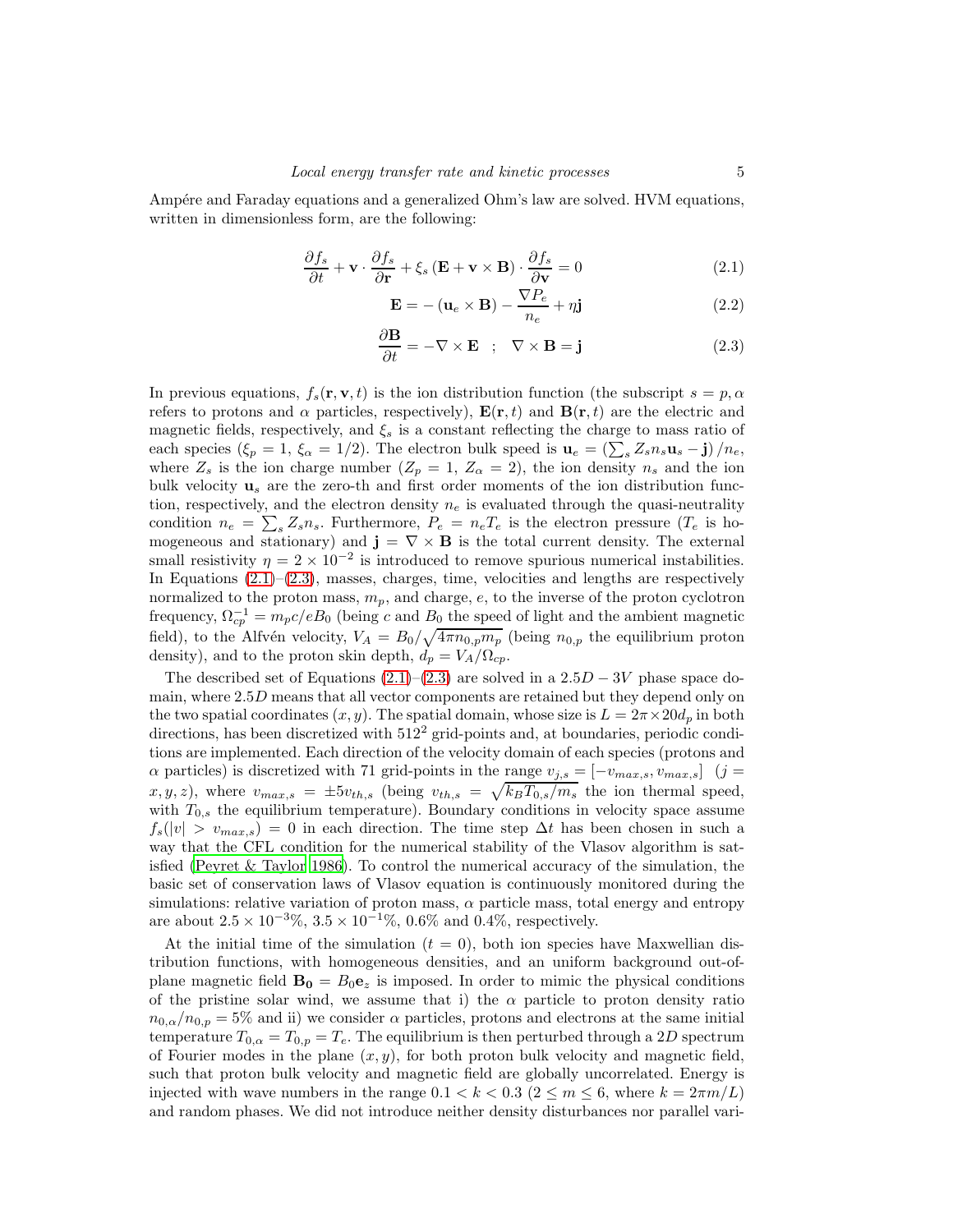Ampére and Faraday equations and a generalized Ohm's law are solved. HVM equations, written in dimensionless form, are the following:

$$\frac{\partial f_s}{\partial t} + \mathbf{v} \cdot \frac{\partial f_s}{\partial \mathbf{r}} + \xi_s \left( \mathbf{E} + \mathbf{v} \times \mathbf{B} \right) \cdot \frac{\partial f_s}{\partial \mathbf{v}} = 0 \tag{2.1}$$

$$\mathbf{E} = - \left( \mathbf{u}_e \times \mathbf{B} \right) - \frac{\nabla P_e}{n_e} + \eta \mathbf{j} \tag{2.2}$$

$$\frac{\partial \mathbf{B}}{\partial t} = - \nabla \times \mathbf{E} \quad ; \quad \nabla \times \mathbf{B} = \mathbf{j} \tag{2.3}$$

In previous equations, $f_s(\mathbf{r}, \mathbf{v}, t)$ is the ion distribution function (the subscript $s = p, \alpha$ refers to protons and $\alpha$ particles, respectively), $\mathbf{E}(\mathbf{r}, t)$ and $\mathbf{B}(\mathbf{r}, t)$ are the electric and magnetic fields, respectively, and $\xi_s$ is a constant reflecting the charge to mass ratio of each species ($\xi_p = 1$, $\xi_\alpha = 1/2$). The electron bulk speed is $\mathbf{u}_e = \left( \sum_s Z_s n_s \mathbf{u}_s - \mathbf{j} \right) / n_e$, where $Z_s$ is the ion charge number ($Z_p = 1$, $Z_\alpha = 2$), the ion density $n_s$ and the ion bulk velocity $\mathbf{u}_s$ are the zero-th and first order moments of the ion distribution function, respectively, and the electron density $n_e$ is evaluated through the quasi-neutrality condition $n_e = \sum_s Z_s n_s$. Furthermore, $P_e = n_e T_e$ is the electron pressure ($T_e$ is homogeneous and stationary) and $\mathbf{j} = \nabla \times \mathbf{B}$ is the total current density. The external small resistivity $\eta = 2 \times 10^{-2}$ is introduced to remove spurious numerical instabilities. In Equations (2.1)–(2.3), masses, charges, time, velocities and lengths are respectively normalized to the proton mass, $m_p$, and charge, $e$, to the inverse of the proton cyclotron frequency, $\Omega_{cp}^{-1} = m_p c / e B_0$ (being $c$ and $B_0$ the speed of light and the ambient magnetic field), to the Alfvén velocity, $V_A = B_0 / \sqrt{4 \pi n_{0,p} m_p}$ (being $n_{0,p}$ the equilibrium proton density), and to the proton skin depth, $d_p = V_A / \Omega_{cp}$.

The described set of Equations (2.1)–(2.3) are solved in a $2.5D - 3V$ phase space domain, where $2.5D$ means that all vector components are retained but they depend only on the two spatial coordinates $(x, y)$. The spatial domain, whose size is $L = 2\pi \times 20 d_p$ in both directions, has been discretized with $512^2$ grid-points and, at boundaries, periodic conditions are implemented. Each direction of the velocity domain of each species (protons and $\alpha$ particles) is discretized with 71 grid-points in the range $v_{j,s} = [-v_{max,s}, v_{max,s}]$ ($j = x, y, z$), where $v_{max,s} = \pm 5 v_{th,s}$ (being $v_{th,s} = \sqrt{k_B T_{0,s} / m_s}$ the ion thermal speed, with $T_{0,s}$ the equilibrium temperature). Boundary conditions in velocity space assume $f_s(|v| > v_{max,s}) = 0$ in each direction. The time step $\Delta t$ has been chosen in such a way that the CFL condition for the numerical stability of the Vlasov algorithm is satisfied (Peyret & Taylor 1986). To control the numerical accuracy of the simulation, the basic set of conservation laws of Vlasov equation is continuously monitored during the simulations: relative variation of proton mass, $\alpha$ particle mass, total energy and entropy are about $2.5 \times 10^{-3}$%, $3.5 \times 10^{-1}$%, 0.6% and 0.4%, respectively.

At the initial time of the simulation ($t = 0$), both ion species have Maxwellian distribution functions, with homogeneous densities, and an uniform background out-of-plane magnetic field $\mathbf{B_0} = B_0 \mathbf{e}_z$ is imposed. In order to mimic the physical conditions of the pristine solar wind, we assume that i) the $\alpha$ particle to proton density ratio $n_{0,\alpha} / n_{0,p} = 5$% and ii) we consider $\alpha$ particles, protons and electrons at the same initial temperature $T_{0,\alpha} = T_{0,p} = T_e$. The equilibrium is then perturbed through a $2D$ spectrum of Fourier modes in the plane $(x, y)$, for both proton bulk velocity and magnetic field, such that proton bulk velocity and magnetic field are globally uncorrelated. Energy is injected with wave numbers in the range $0.1 < k < 0.3$ ($2 \leq m \leq 6$, where $k = 2\pi m / L$) and random phases. We did not introduce neither density disturbances nor parallel vari-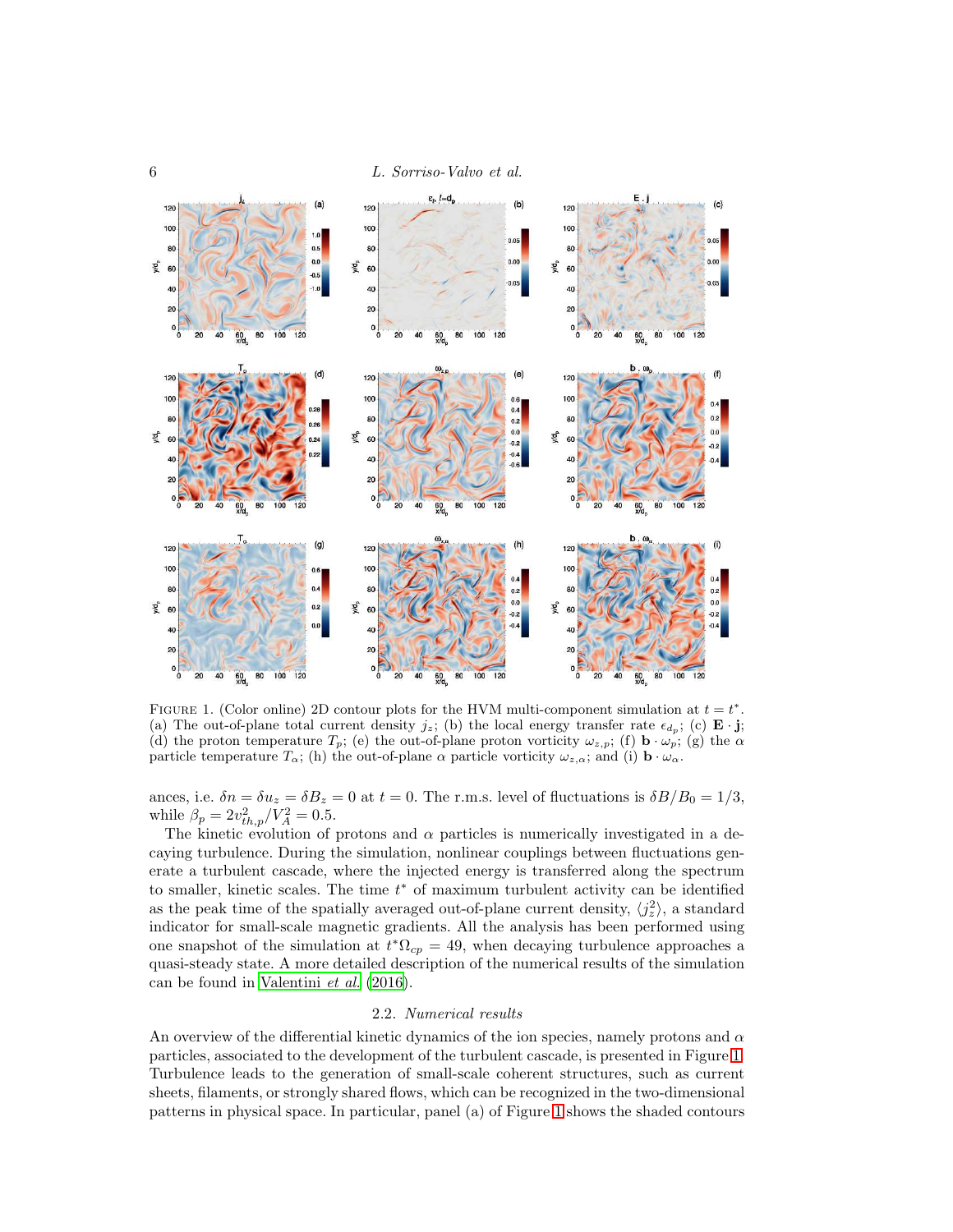FIGURE 1. (Color online) 2D contour plots for the HVM multi-component simulation at $t = t^*$. (a) The out-of-plane total current density $j_z$; (b) the local energy transfer rate $\epsilon_{d_p}$; (c) $\mathbf{E} \cdot \mathbf{j}$; (d) the proton temperature $T_p$; (e) the out-of-plane proton vorticity $\omega_{z,p}$; (f) $\mathbf{b} \cdot \omega_p$; (g) the $\alpha$ particle temperature $T_\alpha$; (h) the out-of-plane $\alpha$ particle vorticity $\omega_{z,\alpha}$; and (i) $\mathbf{b} \cdot \omega_\alpha$.

ances, i.e. $\delta n = \delta u_z = \delta B_z = 0$ at $t = 0$. The r.m.s. level of fluctuations is $\delta B/B_0 = 1/3$, while $\beta_p = 2v_{th,p}^2/V_A^2 = 0.5$.

The kinetic evolution of protons and $\alpha$ particles is numerically investigated in a decaying turbulence. During the simulation, nonlinear couplings between fluctuations generate a turbulent cascade, where the injected energy is transferred along the spectrum to smaller, kinetic scales. The time $t^*$ of maximum turbulent activity can be identified as the peak time of the spatially averaged out-of-plane current density, $\langle j_z^2 \rangle$, a standard indicator for small-scale magnetic gradients. All the analysis has been performed using one snapshot of the simulation at $t^*\Omega_{cp} = 49$, when decaying turbulence approaches a quasi-steady state. A more detailed description of the numerical results of the simulation can be found in Valentini *et al.* (2016).

### 2.2. *Numerical results*

An overview of the differential kinetic dynamics of the ion species, namely protons and $\alpha$ particles, associated to the development of the turbulent cascade, is presented in Figure 1. Turbulence leads to the generation of small-scale coherent structures, such as current sheets, filaments, or strongly shared flows, which can be recognized in the two-dimensional patterns in physical space. In particular, panel (a) of Figure 1 shows the shaded contours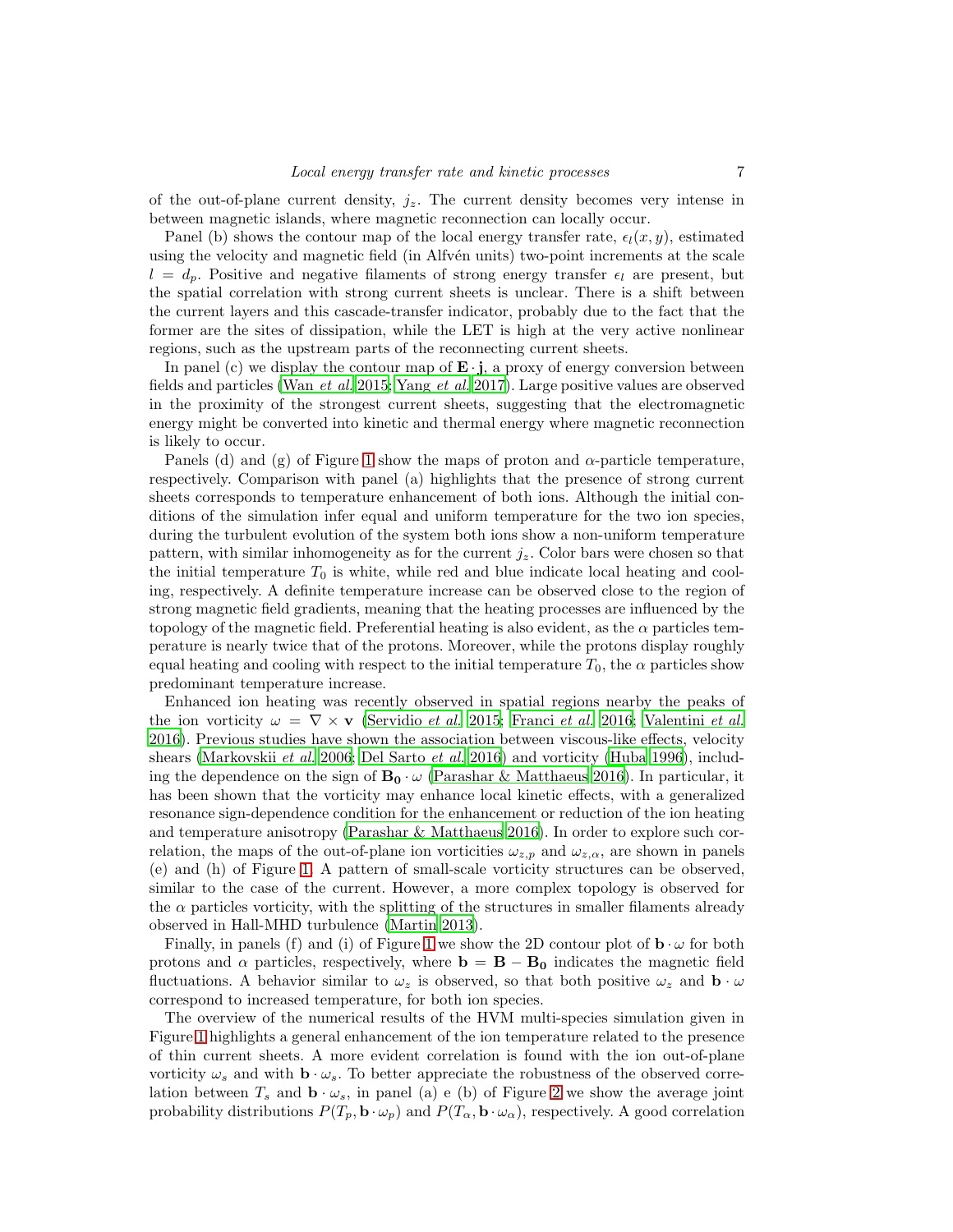of the out-of-plane current density, $j_z$. The current density becomes very intense in between magnetic islands, where magnetic reconnection can locally occur.

Panel (b) shows the contour map of the local energy transfer rate, $\epsilon_l(x, y)$, estimated using the velocity and magnetic field (in Alfvén units) two-point increments at the scale $l = d_p$. Positive and negative filaments of strong energy transfer $\epsilon_l$ are present, but the spatial correlation with strong current sheets is unclear. There is a shift between the current layers and this cascade-transfer indicator, probably due to the fact that the former are the sites of dissipation, while the LET is high at the very active nonlinear regions, such as the upstream parts of the reconnecting current sheets.

In panel (c) we display the contour map of $\mathbf{E} \cdot \mathbf{j}$, a proxy of energy conversion between fields and particles (Wan *et al.* 2015; Yang *et al.* 2017). Large positive values are observed in the proximity of the strongest current sheets, suggesting that the electromagnetic energy might be converted into kinetic and thermal energy where magnetic reconnection is likely to occur.

Panels (d) and (g) of Figure 1 show the maps of proton and $\alpha$-particle temperature, respectively. Comparison with panel (a) highlights that the presence of strong current sheets corresponds to temperature enhancement of both ions. Although the initial conditions of the simulation infer equal and uniform temperature for the two ion species, during the turbulent evolution of the system both ions show a non-uniform temperature pattern, with similar inhomogeneity as for the current $j_z$. Color bars were chosen so that the initial temperature $T_0$ is white, while red and blue indicate local heating and cooling, respectively. A definite temperature increase can be observed close to the region of strong magnetic field gradients, meaning that the heating processes are influenced by the topology of the magnetic field. Preferential heating is also evident, as the $\alpha$ particles temperature is nearly twice that of the protons. Moreover, while the protons display roughly equal heating and cooling with respect to the initial temperature $T_0$, the $\alpha$ particles show predominant temperature increase.

Enhanced ion heating was recently observed in spatial regions nearby the peaks of the ion vorticity $\omega = \nabla \times \mathbf{v}$ (Servidio *et al.* 2015; Franci *et al.* 2016; Valentini *et al.* 2016). Previous studies have shown the association between viscous-like effects, velocity shears (Markovskii *et al.* 2006; Del Sarto *et al.* 2016) and vorticity (Huba 1996), including the dependence on the sign of $\mathbf{B_0} \cdot \omega$ (Parashar & Matthaeus 2016). In particular, it has been shown that the vorticity may enhance local kinetic effects, with a generalized resonance sign-dependence condition for the enhancement or reduction of the ion heating and temperature anisotropy (Parashar & Matthaeus 2016). In order to explore such correlation, the maps of the out-of-plane ion vorticities $\omega_{z,p}$ and $\omega_{z,\alpha}$, are shown in panels (e) and (h) of Figure 1. A pattern of small-scale vorticity structures can be observed, similar to the case of the current. However, a more complex topology is observed for the $\alpha$ particles vorticity, with the splitting of the structures in smaller filaments already observed in Hall-MHD turbulence (Martin 2013).

Finally, in panels (f) and (i) of Figure 1 we show the 2D contour plot of $\mathbf{b} \cdot \omega$ for both protons and $\alpha$ particles, respectively, where $\mathbf{b} = \mathbf{B} - \mathbf{B_0}$ indicates the magnetic field fluctuations. A behavior similar to $\omega_z$ is observed, so that both positive $\omega_z$ and $\mathbf{b} \cdot \omega$ correspond to increased temperature, for both ion species.

The overview of the numerical results of the HVM multi-species simulation given in Figure 1 highlights a general enhancement of the ion temperature related to the presence of thin current sheets. A more evident correlation is found with the ion out-of-plane vorticity $\omega_s$ and with $\mathbf{b} \cdot \omega_s$. To better appreciate the robustness of the observed correlation between $T_s$ and $\mathbf{b} \cdot \omega_s$, in panel (a) e (b) of Figure 2 we show the average joint probability distributions $P(T_p, \mathbf{b} \cdot \omega_p)$ and $P(T_\alpha, \mathbf{b} \cdot \omega_\alpha)$, respectively. A good correlation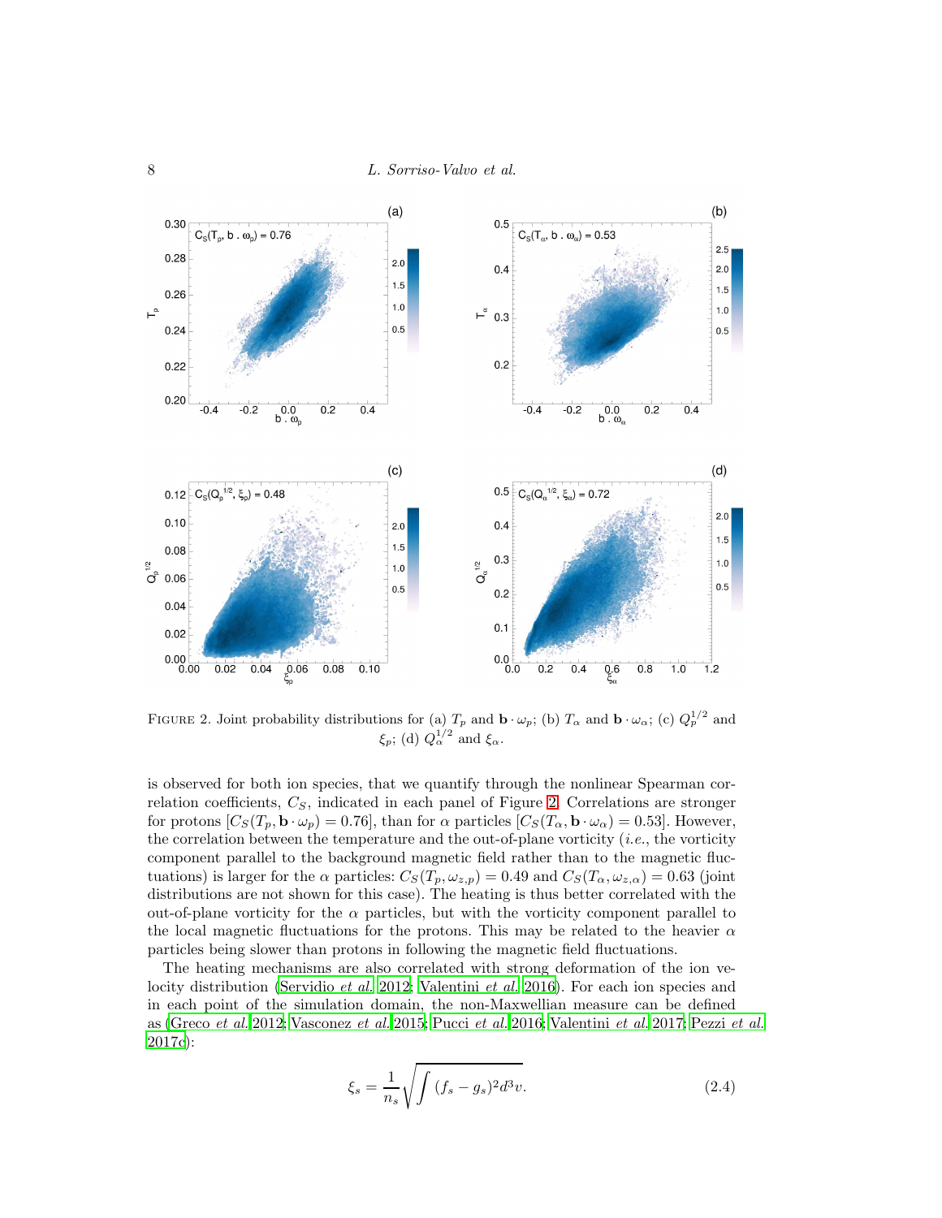FIGURE 2. Joint probability distributions for (a) $T_p$ and $\mathbf{b} \cdot \omega_p$; (b) $T_\alpha$ and $\mathbf{b} \cdot \omega_\alpha$; (c) $Q_p^{1/2}$ and $\xi_p$; (d) $Q_\alpha^{1/2}$ and $\xi_\alpha$.

is observed for both ion species, that we quantify through the nonlinear Spearman correlation coefficients, $C_S$, indicated in each panel of Figure 2. Correlations are stronger for protons $[C_S(T_p, \mathbf{b} \cdot \omega_p) = 0.76]$, than for $\alpha$ particles $[C_S(T_\alpha, \mathbf{b} \cdot \omega_\alpha) = 0.53]$. However, the correlation between the temperature and the out-of-plane vorticity (*i.e.*, the vorticity component parallel to the background magnetic field rather than to the magnetic fluctuations) is larger for the $\alpha$ particles: $C_S(T_p, \omega_{z,p}) = 0.49$ and $C_S(T_\alpha, \omega_{z,\alpha}) = 0.63$ (joint distributions are not shown for this case). The heating is thus better correlated with the out-of-plane vorticity for the $\alpha$ particles, but with the vorticity component parallel to the local magnetic fluctuations for the protons. This may be related to the heavier $\alpha$ particles being slower than protons in following the magnetic field fluctuations.

The heating mechanisms are also correlated with strong deformation of the ion velocity distribution (Servidio *et al.* 2012; Valentini *et al.* 2016). For each ion species and in each point of the simulation domain, the non-Maxwellian measure can be defined as (Greco *et al.* 2012; Vasconez *et al.* 2015; Pucci *et al.* 2016; Valentini *et al.* 2017; Pezzi *et al.* 2017c):

$$\xi_s = \frac{1}{n_s}\sqrt{\int (f_s - g_s)^2 d^3v}. \tag{2.4}$$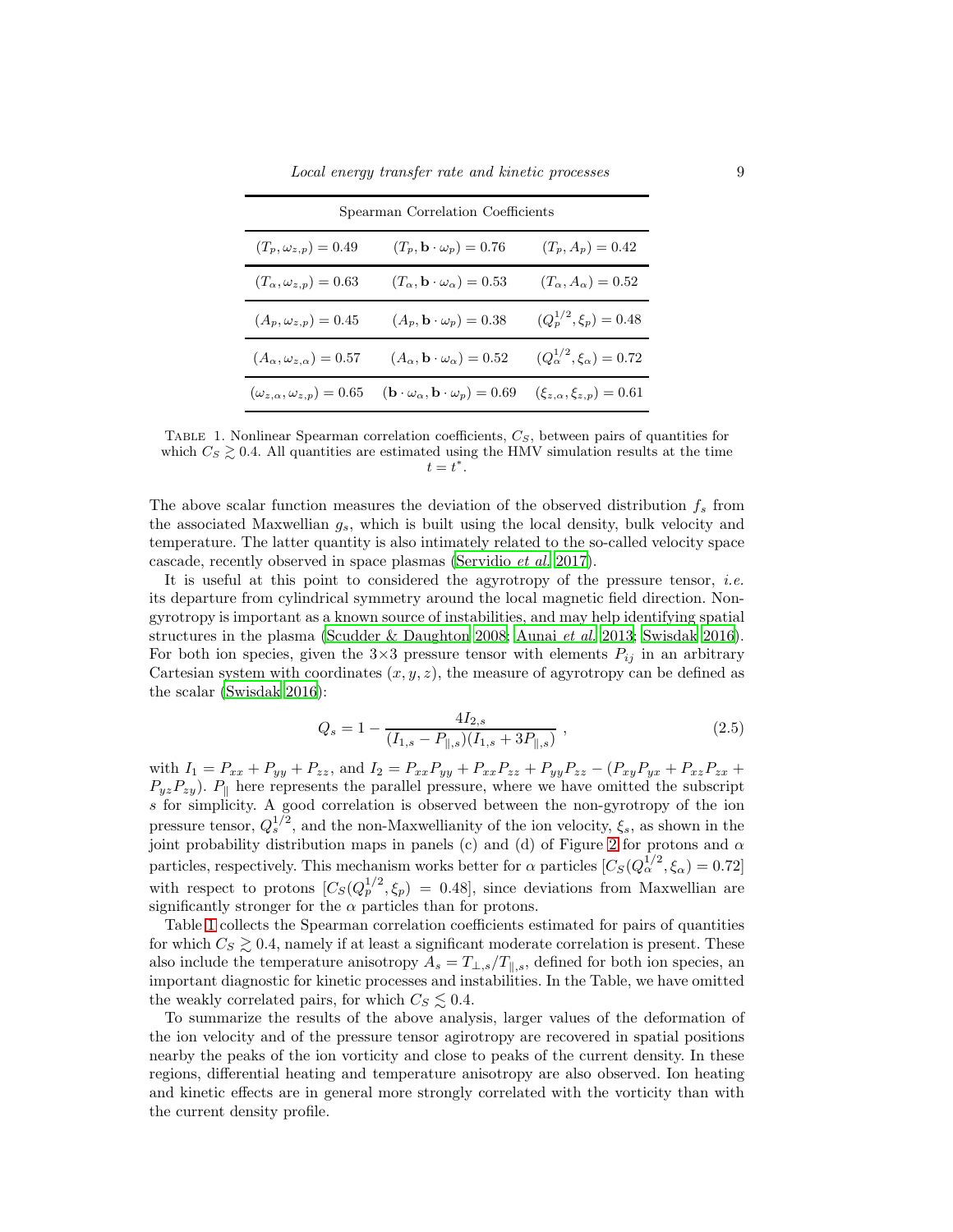| Spearman Correlation Coefficients | | |
|---|---|---|
| $(T_p, \omega_{z,p}) = 0.49$ | $(T_p, \mathbf{b} \cdot \omega_p) = 0.76$ | $(T_p, A_p) = 0.42$ |
| $(T_\alpha, \omega_{z,p}) = 0.63$ | $(T_\alpha, \mathbf{b} \cdot \omega_\alpha) = 0.53$ | $(T_\alpha, A_\alpha) = 0.52$ |
| $(A_p, \omega_{z,p}) = 0.45$ | $(A_p, \mathbf{b} \cdot \omega_p) = 0.38$ | $(Q_p^{1/2}, \xi_p) = 0.48$ |
| $(A_\alpha, \omega_{z,\alpha}) = 0.57$ | $(A_\alpha, \mathbf{b} \cdot \omega_\alpha) = 0.52$ | $(Q_\alpha^{1/2}, \xi_\alpha) = 0.72$ |
| $(\omega_{z,\alpha}, \omega_{z,p}) = 0.65$ | $(\mathbf{b} \cdot \omega_\alpha, \mathbf{b} \cdot \omega_p) = 0.69$ | $(\xi_{z,\alpha}, \xi_{z,p}) = 0.61$ |

Table 1. Nonlinear Spearman correlation coefficients, $C_S$, between pairs of quantities for which $C_S \gtrsim 0.4$. All quantities are estimated using the HMV simulation results at the time $t = t^*$.

The above scalar function measures the deviation of the observed distribution $f_s$ from the associated Maxwellian $g_s$, which is built using the local density, bulk velocity and temperature. The latter quantity is also intimately related to the so-called velocity space cascade, recently observed in space plasmas (Servidio *et al.* 2017).

It is useful at this point to considered the agyrotropy of the pressure tensor, *i.e.* its departure from cylindrical symmetry around the local magnetic field direction. Non-gyrotropy is important as a known source of instabilities, and may help identifying spatial structures in the plasma (Scudder & Daughton 2008; Aunai *et al.* 2013; Swisdak 2016). For both ion species, given the 3×3 pressure tensor with elements $P_{ij}$ in an arbitrary Cartesian system with coordinates $(x, y, z)$, the measure of agyrotropy can be defined as the scalar (Swisdak 2016):

$$Q_s = 1 - \frac{4I_{2,s}}{(I_{1,s} - P_{\parallel,s})(I_{1,s} + 3P_{\parallel,s})} \ , \tag{2.5}$$

with $I_1 = P_{xx} + P_{yy} + P_{zz}$, and $I_2 = P_{xx}P_{yy} + P_{xx}P_{zz} + P_{yy}P_{zz} - (P_{xy}P_{yx} + P_{xz}P_{zx} + P_{yz}P_{zy})$. $P_\parallel$ here represents the parallel pressure, where we have omitted the subscript $s$ for simplicity. A good correlation is observed between the non-gyrotropy of the ion pressure tensor, $Q_s^{1/2}$, and the non-Maxwellianity of the ion velocity, $\xi_s$, as shown in the joint probability distribution maps in panels (c) and (d) of Figure 2 for protons and $\alpha$ particles, respectively. This mechanism works better for $\alpha$ particles $[C_S(Q_\alpha^{1/2}, \xi_\alpha) = 0.72]$ with respect to protons $[C_S(Q_p^{1/2}, \xi_p) = 0.48]$, since deviations from Maxwellian are significantly stronger for the $\alpha$ particles than for protons.

Table 1 collects the Spearman correlation coefficients estimated for pairs of quantities for which $C_S \gtrsim 0.4$, namely if at least a significant moderate correlation is present. These also include the temperature anisotropy $A_s = T_{\perp,s}/T_{\parallel,s}$, defined for both ion species, an important diagnostic for kinetic processes and instabilities. In the Table, we have omitted the weakly correlated pairs, for which $C_S \lesssim 0.4$.

To summarize the results of the above analysis, larger values of the deformation of the ion velocity and of the pressure tensor agirotropy are recovered in spatial positions nearby the peaks of the ion vorticity and close to peaks of the current density. In these regions, differential heating and temperature anisotropy are also observed. Ion heating and kinetic effects are in general more strongly correlated with the vorticity than with the current density profile.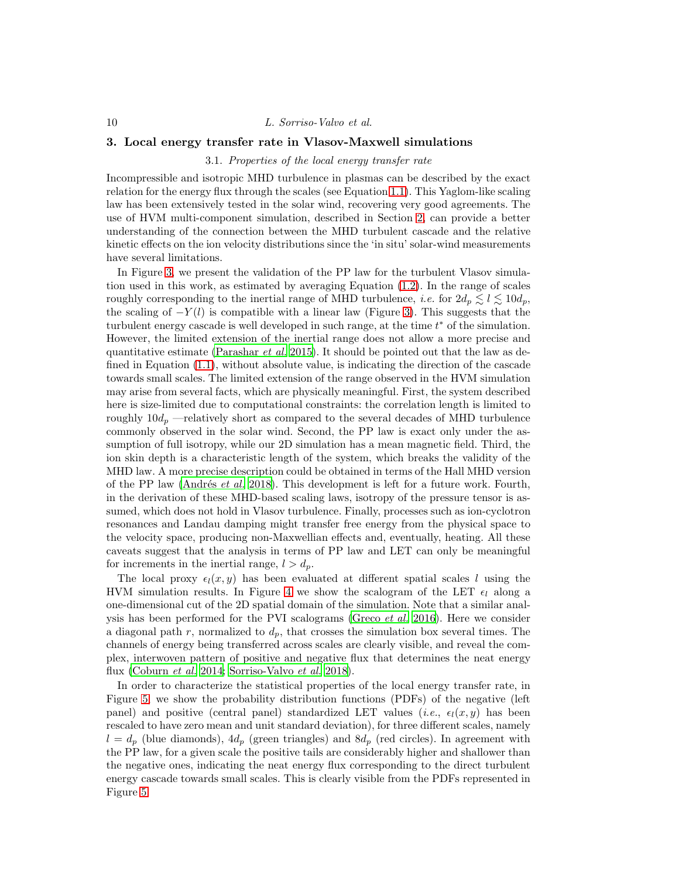## 3. Local energy transfer rate in Vlasov-Maxwell simulations

### 3.1. *Properties of the local energy transfer rate*

Incompressible and isotropic MHD turbulence in plasmas can be described by the exact relation for the energy flux through the scales (see Equation 1.1). This Yaglom-like scaling law has been extensively tested in the solar wind, recovering very good agreements. The use of HVM multi-component simulation, described in Section 2, can provide a better understanding of the connection between the MHD turbulent cascade and the relative kinetic effects on the ion velocity distributions since the 'in situ' solar-wind measurements have several limitations.

In Figure 3, we present the validation of the PP law for the turbulent Vlasov simulation used in this work, as estimated by averaging Equation (1.2). In the range of scales roughly corresponding to the inertial range of MHD turbulence, *i.e.* for $2d_p \lesssim l \lesssim 10d_p$, the scaling of $-Y(l)$ is compatible with a linear law (Figure 3). This suggests that the turbulent energy cascade is well developed in such range, at the time $t^*$ of the simulation. However, the limited extension of the inertial range does not allow a more precise and quantitative estimate (Parashar *et al.* 2015). It should be pointed out that the law as defined in Equation (1.1), without absolute value, is indicating the direction of the cascade towards small scales. The limited extension of the range observed in the HVM simulation may arise from several facts, which are physically meaningful. First, the system described here is size-limited due to computational constraints: the correlation length is limited to roughly $10d_p$ —relatively short as compared to the several decades of MHD turbulence commonly observed in the solar wind. Second, the PP law is exact only under the assumption of full isotropy, while our 2D simulation has a mean magnetic field. Third, the ion skin depth is a characteristic length of the system, which breaks the validity of the MHD law. A more precise description could be obtained in terms of the Hall MHD version of the PP law (Andrés *et al.* 2018). This development is left for a future work. Fourth, in the derivation of these MHD-based scaling laws, isotropy of the pressure tensor is assumed, which does not hold in Vlasov turbulence. Finally, processes such as ion-cyclotron resonances and Landau damping might transfer free energy from the physical space to the velocity space, producing non-Maxwellian effects and, eventually, heating. All these caveats suggest that the analysis in terms of PP law and LET can only be meaningful for increments in the inertial range, $l > d_p$.

The local proxy $\epsilon_l(x, y)$ has been evaluated at different spatial scales $l$ using the HVM simulation results. In Figure 4 we show the scalogram of the LET $\epsilon_l$ along a one-dimensional cut of the 2D spatial domain of the simulation. Note that a similar analysis has been performed for the PVI scalograms (Greco *et al.* 2016). Here we consider a diagonal path $r$, normalized to $d_p$, that crosses the simulation box several times. The channels of energy being transferred across scales are clearly visible, and reveal the complex, interwoven pattern of positive and negative flux that determines the neat energy flux (Coburn *et al.* 2014; Sorriso-Valvo *et al.* 2018).

In order to characterize the statistical properties of the local energy transfer rate, in Figure 5, we show the probability distribution functions (PDFs) of the negative (left panel) and positive (central panel) standardized LET values (*i.e.*, $\epsilon_l(x, y)$ has been rescaled to have zero mean and unit standard deviation), for three different scales, namely $l = d_p$ (blue diamonds), $4d_p$ (green triangles) and $8d_p$ (red circles). In agreement with the PP law, for a given scale the positive tails are considerably higher and shallower than the negative ones, indicating the neat energy flux corresponding to the direct turbulent energy cascade towards small scales. This is clearly visible from the PDFs represented in Figure 5.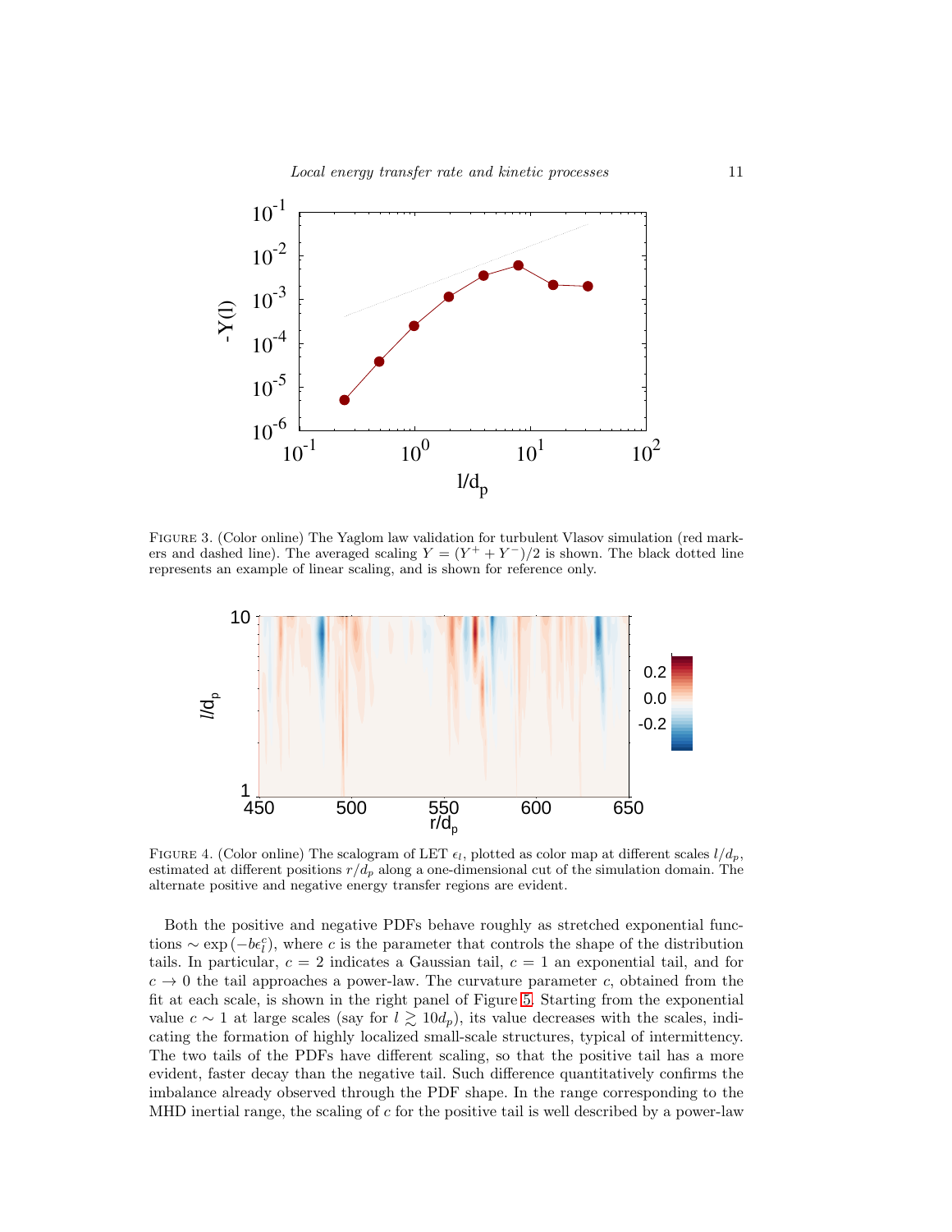FIGURE 3. (Color online) The Yaglom law validation for turbulent Vlasov simulation (red markers and dashed line). The averaged scaling $Y = (Y^+ + Y^-)/2$ is shown. The black dotted line represents an example of linear scaling, and is shown for reference only.

FIGURE 4. (Color online) The scalogram of LET $\epsilon_l$, plotted as color map at different scales $l/d_p$, estimated at different positions $r/d_p$ along a one-dimensional cut of the simulation domain. The alternate positive and negative energy transfer regions are evident.

Both the positive and negative PDFs behave roughly as stretched exponential functions $\sim \exp(-b\epsilon_l^c)$, where $c$ is the parameter that controls the shape of the distribution tails. In particular, $c = 2$ indicates a Gaussian tail, $c = 1$ an exponential tail, and for $c \to 0$ the tail approaches a power-law. The curvature parameter $c$, obtained from the fit at each scale, is shown in the right panel of Figure 5. Starting from the exponential value $c \sim 1$ at large scales (say for $l \gtrsim 10d_p$), its value decreases with the scales, indicating the formation of highly localized small-scale structures, typical of intermittency. The two tails of the PDFs have different scaling, so that the positive tail has a more evident, faster decay than the negative tail. Such difference quantitatively confirms the imbalance already observed through the PDF shape. In the range corresponding to the MHD inertial range, the scaling of $c$ for the positive tail is well described by a power-law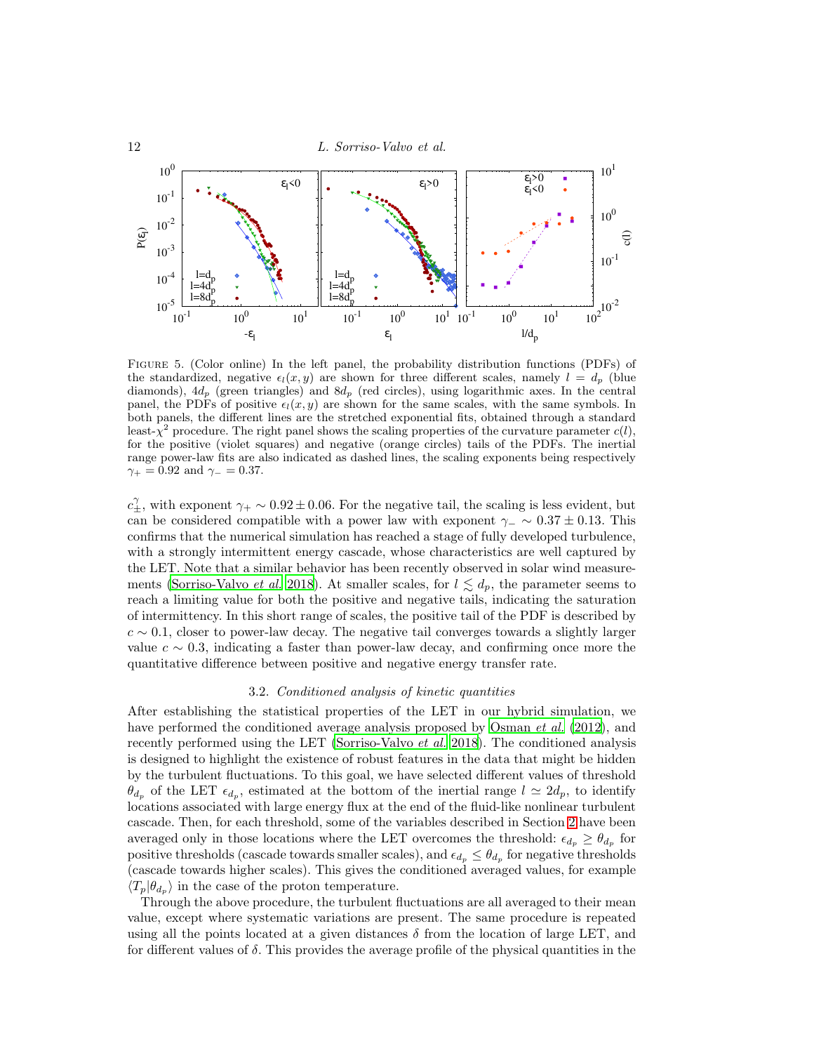FIGURE 5. (Color online) In the left panel, the probability distribution functions (PDFs) of the standardized, negative $\epsilon_l(x, y)$ are shown for three different scales, namely $l = d_p$ (blue diamonds), $4d_p$ (green triangles) and $8d_p$ (red circles), using logarithmic axes. In the central panel, the PDFs of positive $\epsilon_l(x, y)$ are shown for the same scales, with the same symbols. In both panels, the different lines are the stretched exponential fits, obtained through a standard least-$\chi^2$ procedure. The right panel shows the scaling properties of the curvature parameter $c(l)$, for the positive (violet squares) and negative (orange circles) tails of the PDFs. The inertial range power-law fits are also indicated as dashed lines, the scaling exponents being respectively $\gamma_+ = 0.92$ and $\gamma_- = 0.37$.

$c_\pm^\gamma$, with exponent $\gamma_+ \sim 0.92 \pm 0.06$. For the negative tail, the scaling is less evident, but can be considered compatible with a power law with exponent $\gamma_- \sim 0.37 \pm 0.13$. This confirms that the numerical simulation has reached a stage of fully developed turbulence, with a strongly intermittent energy cascade, whose characteristics are well captured by the LET. Note that a similar behavior has been recently observed in solar wind measurements (Sorriso-Valvo *et al.* 2018). At smaller scales, for $l \lesssim d_p$, the parameter seems to reach a limiting value for both the positive and negative tails, indicating the saturation of intermittency. In this short range of scales, the positive tail of the PDF is described by $c \sim 0.1$, closer to power-law decay. The negative tail converges towards a slightly larger value $c \sim 0.3$, indicating a faster than power-law decay, and confirming once more the quantitative difference between positive and negative energy transfer rate.

### 3.2. *Conditioned analysis of kinetic quantities*

After establishing the statistical properties of the LET in our hybrid simulation, we have performed the conditioned average analysis proposed by Osman *et al.* (2012), and recently performed using the LET (Sorriso-Valvo *et al.* 2018). The conditioned analysis is designed to highlight the existence of robust features in the data that might be hidden by the turbulent fluctuations. To this goal, we have selected different values of threshold $\theta_{d_p}$ of the LET $\epsilon_{d_p}$, estimated at the bottom of the inertial range $l \simeq 2d_p$, to identify locations associated with large energy flux at the end of the fluid-like nonlinear turbulent cascade. Then, for each threshold, some of the variables described in Section 2 have been averaged only in those locations where the LET overcomes the threshold: $\epsilon_{d_p} \geq \theta_{d_p}$ for positive thresholds (cascade towards smaller scales), and $\epsilon_{d_p} \leq \theta_{d_p}$ for negative thresholds (cascade towards higher scales). This gives the conditioned averaged values, for example $\langle T_p|\theta_{d_p}\rangle$ in the case of the proton temperature.

Through the above procedure, the turbulent fluctuations are all averaged to their mean value, except where systematic variations are present. The same procedure is repeated using all the points located at a given distances $\delta$ from the location of large LET, and for different values of $\delta$. This provides the average profile of the physical quantities in the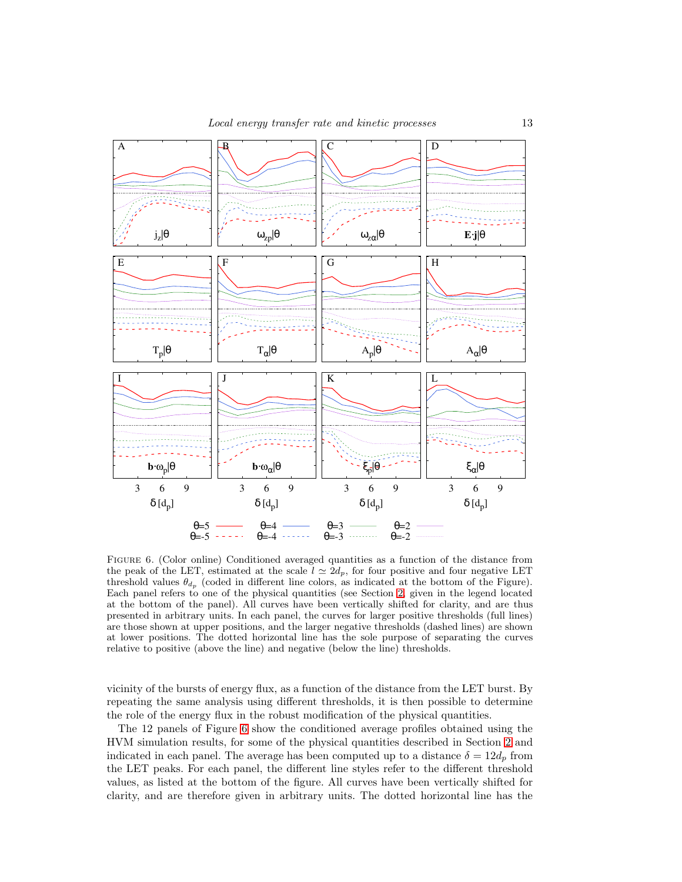FIGURE 6. (Color online) Conditioned averaged quantities as a function of the distance from the peak of the LET, estimated at the scale $l \simeq 2d_p$, for four positive and four negative LET threshold values $\theta_{d_p}$ (coded in different line colors, as indicated at the bottom of the Figure). Each panel refers to one of the physical quantities (see Section 2, given in the legend located at the bottom of the panel). All curves have been vertically shifted for clarity, and are thus presented in arbitrary units. In each panel, the curves for larger positive thresholds (full lines) are those shown at upper positions, and the larger negative thresholds (dashed lines) are shown at lower positions. The dotted horizontal line has the sole purpose of separating the curves relative to positive (above the line) and negative (below the line) thresholds.

vicinity of the bursts of energy flux, as a function of the distance from the LET burst. By repeating the same analysis using different thresholds, it is then possible to determine the role of the energy flux in the robust modification of the physical quantities.

The 12 panels of Figure 6 show the conditioned average profiles obtained using the HVM simulation results, for some of the physical quantities described in Section 2 and indicated in each panel. The average has been computed up to a distance $\delta = 12d_p$ from the LET peaks. For each panel, the different line styles refer to the different threshold values, as listed at the bottom of the figure. All curves have been vertically shifted for clarity, and are therefore given in arbitrary units. The dotted horizontal line has the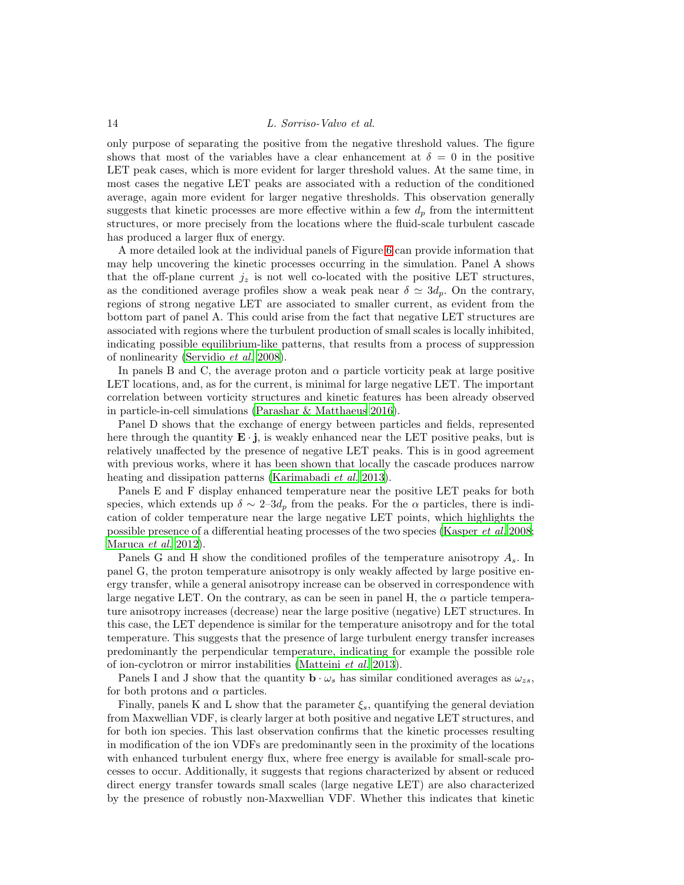only purpose of separating the positive from the negative threshold values. The figure shows that most of the variables have a clear enhancement at $\delta = 0$ in the positive LET peak cases, which is more evident for larger threshold values. At the same time, in most cases the negative LET peaks are associated with a reduction of the conditioned average, again more evident for larger negative thresholds. This observation generally suggests that kinetic processes are more effective within a few $d_p$ from the intermittent structures, or more precisely from the locations where the fluid-scale turbulent cascade has produced a larger flux of energy.

A more detailed look at the individual panels of Figure 6 can provide information that may help uncovering the kinetic processes occurring in the simulation. Panel A shows that the off-plane current $j_z$ is not well co-located with the positive LET structures, as the conditioned average profiles show a weak peak near $\delta \simeq 3d_p$. On the contrary, regions of strong negative LET are associated to smaller current, as evident from the bottom part of panel A. This could arise from the fact that negative LET structures are associated with regions where the turbulent production of small scales is locally inhibited, indicating possible equilibrium-like patterns, that results from a process of suppression of nonlinearity (Servidio *et al.* 2008).

In panels B and C, the average proton and $\alpha$ particle vorticity peak at large positive LET locations, and, as for the current, is minimal for large negative LET. The important correlation between vorticity structures and kinetic features has been already observed in particle-in-cell simulations (Parashar & Matthaeus 2016).

Panel D shows that the exchange of energy between particles and fields, represented here through the quantity $\mathbf{E} \cdot \mathbf{j}$, is weakly enhanced near the LET positive peaks, but is relatively unaffected by the presence of negative LET peaks. This is in good agreement with previous works, where it has been shown that locally the cascade produces narrow heating and dissipation patterns (Karimabadi *et al.* 2013).

Panels E and F display enhanced temperature near the positive LET peaks for both species, which extends up $\delta \sim 2$–$3d_p$ from the peaks. For the $\alpha$ particles, there is indication of colder temperature near the large negative LET points, which highlights the possible presence of a differential heating processes of the two species (Kasper *et al.* 2008; Maruca *et al.* 2012).

Panels G and H show the conditioned profiles of the temperature anisotropy $A_s$. In panel G, the proton temperature anisotropy is only weakly affected by large positive energy transfer, while a general anisotropy increase can be observed in correspondence with large negative LET. On the contrary, as can be seen in panel H, the $\alpha$ particle temperature anisotropy increases (decrease) near the large positive (negative) LET structures. In this case, the LET dependence is similar for the temperature anisotropy and for the total temperature. This suggests that the presence of large turbulent energy transfer increases predominantly the perpendicular temperature, indicating for example the possible role of ion-cyclotron or mirror instabilities (Matteini *et al.* 2013).

Panels I and J show that the quantity $\mathbf{b} \cdot \omega_s$ has similar conditioned averages as $\omega_{zs}$, for both protons and $\alpha$ particles.

Finally, panels K and L show that the parameter $\xi_s$, quantifying the general deviation from Maxwellian VDF, is clearly larger at both positive and negative LET structures, and for both ion species. This last observation confirms that the kinetic processes resulting in modification of the ion VDFs are predominantly seen in the proximity of the locations with enhanced turbulent energy flux, where free energy is available for small-scale processes to occur. Additionally, it suggests that regions characterized by absent or reduced direct energy transfer towards small scales (large negative LET) are also characterized by the presence of robustly non-Maxwellian VDF. Whether this indicates that kinetic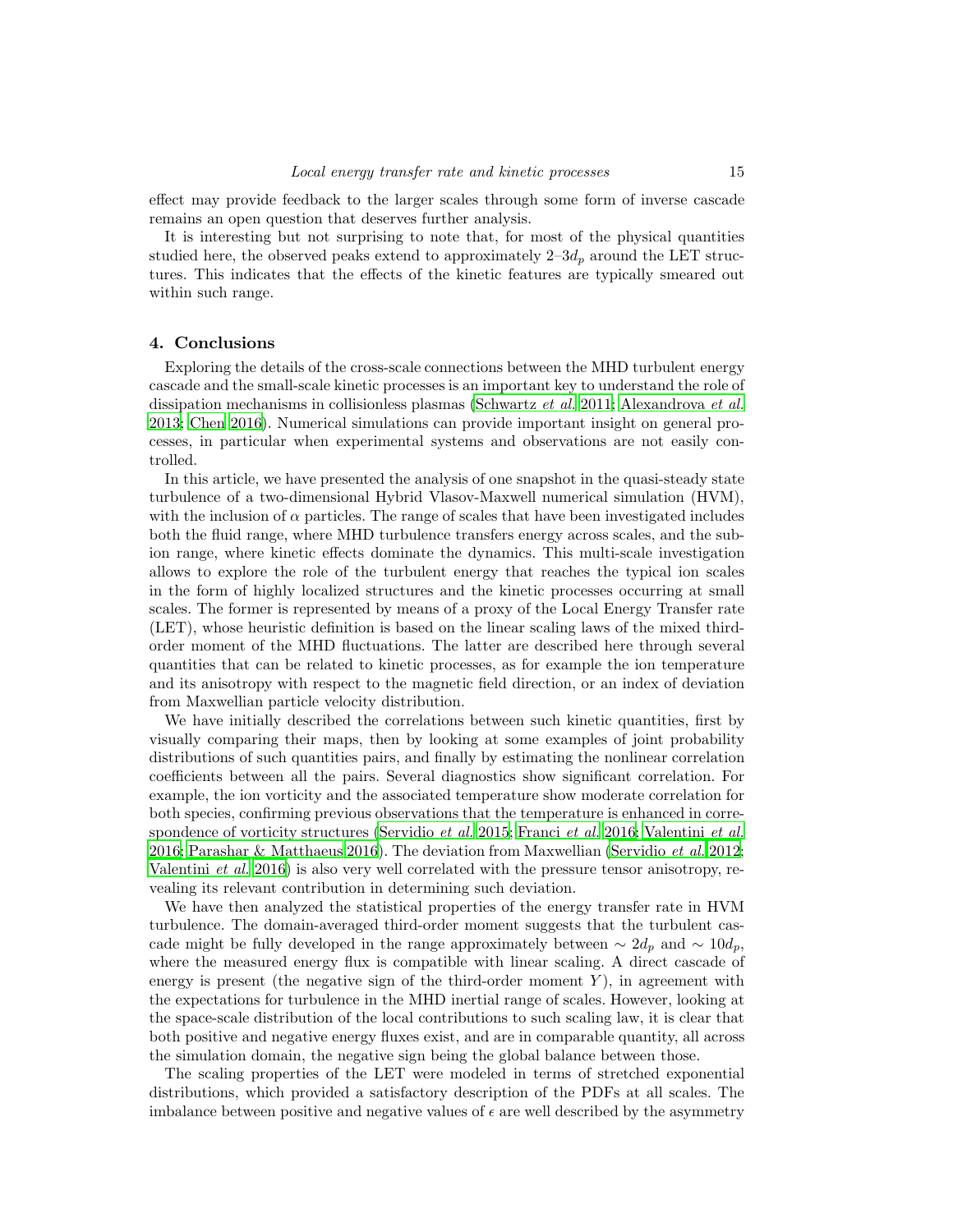effect may provide feedback to the larger scales through some form of inverse cascade remains an open question that deserves further analysis.

It is interesting but not surprising to note that, for most of the physical quantities studied here, the observed peaks extend to approximately 2–3$d_p$ around the LET structures. This indicates that the effects of the kinetic features are typically smeared out within such range.

## 4. Conclusions

Exploring the details of the cross-scale connections between the MHD turbulent energy cascade and the small-scale kinetic processes is an important key to understand the role of dissipation mechanisms in collisionless plasmas (Schwartz *et al.* 2011; Alexandrova *et al.* 2013; Chen 2016). Numerical simulations can provide important insight on general processes, in particular when experimental systems and observations are not easily controlled.

In this article, we have presented the analysis of one snapshot in the quasi-steady state turbulence of a two-dimensional Hybrid Vlasov-Maxwell numerical simulation (HVM), with the inclusion of $\alpha$ particles. The range of scales that have been investigated includes both the fluid range, where MHD turbulence transfers energy across scales, and the sub-ion range, where kinetic effects dominate the dynamics. This multi-scale investigation allows to explore the role of the turbulent energy that reaches the typical ion scales in the form of highly localized structures and the kinetic processes occurring at small scales. The former is represented by means of a proxy of the Local Energy Transfer rate (LET), whose heuristic definition is based on the linear scaling laws of the mixed third-order moment of the MHD fluctuations. The latter are described here through several quantities that can be related to kinetic processes, as for example the ion temperature and its anisotropy with respect to the magnetic field direction, or an index of deviation from Maxwellian particle velocity distribution.

We have initially described the correlations between such kinetic quantities, first by visually comparing their maps, then by looking at some examples of joint probability distributions of such quantities pairs, and finally by estimating the nonlinear correlation coefficients between all the pairs. Several diagnostics show significant correlation. For example, the ion vorticity and the associated temperature show moderate correlation for both species, confirming previous observations that the temperature is enhanced in correspondence of vorticity structures (Servidio *et al.* 2015; Franci *et al.* 2016; Valentini *et al.* 2016; Parashar & Matthaeus 2016). The deviation from Maxwellian (Servidio *et al.* 2012; Valentini *et al.* 2016) is also very well correlated with the pressure tensor anisotropy, revealing its relevant contribution in determining such deviation.

We have then analyzed the statistical properties of the energy transfer rate in HVM turbulence. The domain-averaged third-order moment suggests that the turbulent cascade might be fully developed in the range approximately between $\sim 2d_p$ and $\sim 10d_p$, where the measured energy flux is compatible with linear scaling. A direct cascade of energy is present (the negative sign of the third-order moment $Y$), in agreement with the expectations for turbulence in the MHD inertial range of scales. However, looking at the space-scale distribution of the local contributions to such scaling law, it is clear that both positive and negative energy fluxes exist, and are in comparable quantity, all across the simulation domain, the negative sign being the global balance between those.

The scaling properties of the LET were modeled in terms of stretched exponential distributions, which provided a satisfactory description of the PDFs at all scales. The imbalance between positive and negative values of $\epsilon$ are well described by the asymmetry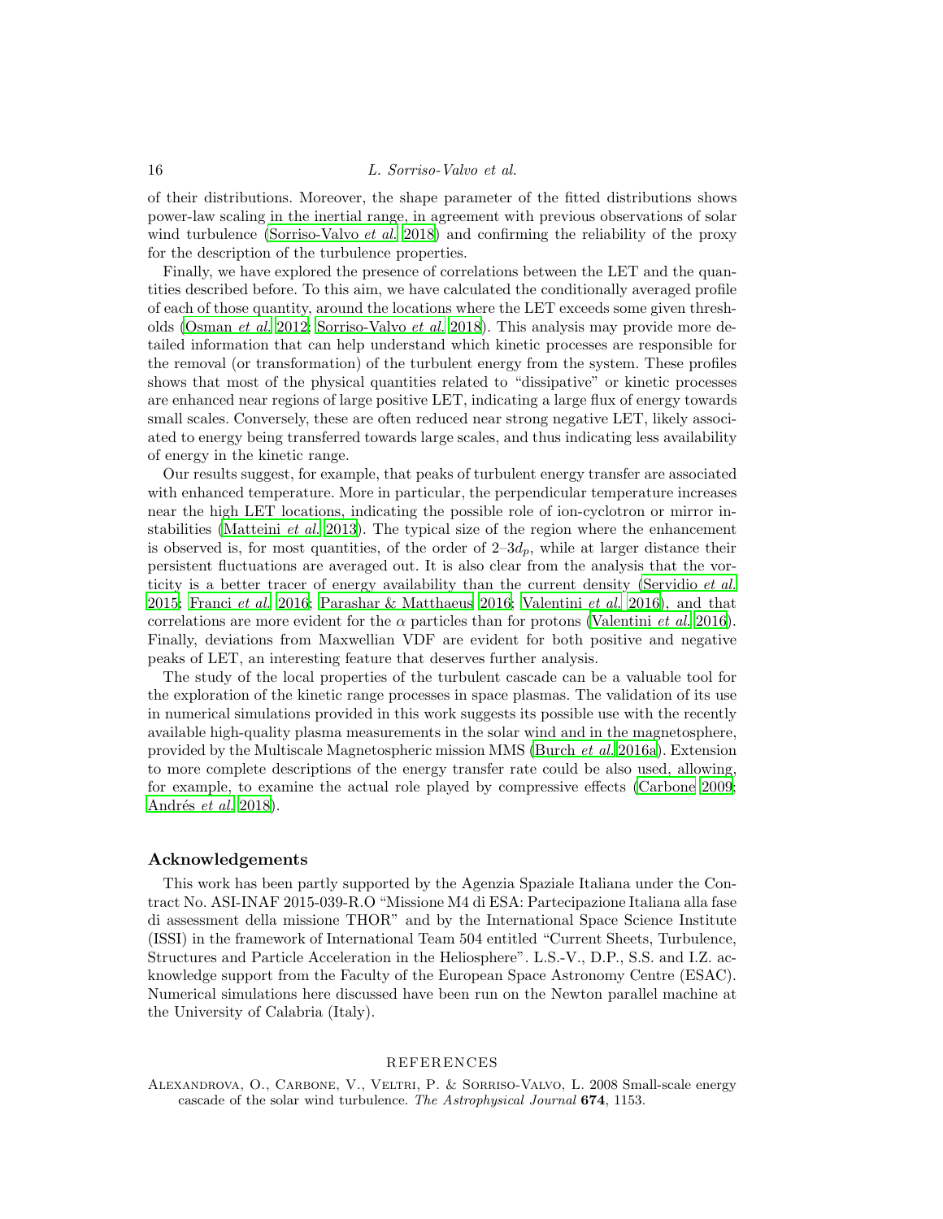of their distributions. Moreover, the shape parameter of the fitted distributions shows power-law scaling in the inertial range, in agreement with previous observations of solar wind turbulence (Sorriso-Valvo *et al.* 2018) and confirming the reliability of the proxy for the description of the turbulence properties.

Finally, we have explored the presence of correlations between the LET and the quantities described before. To this aim, we have calculated the conditionally averaged profile of each of those quantity, around the locations where the LET exceeds some given thresholds (Osman *et al.* 2012; Sorriso-Valvo *et al.* 2018). This analysis may provide more detailed information that can help understand which kinetic processes are responsible for the removal (or transformation) of the turbulent energy from the system. These profiles shows that most of the physical quantities related to "dissipative" or kinetic processes are enhanced near regions of large positive LET, indicating a large flux of energy towards small scales. Conversely, these are often reduced near strong negative LET, likely associated to energy being transferred towards large scales, and thus indicating less availability of energy in the kinetic range.

Our results suggest, for example, that peaks of turbulent energy transfer are associated with enhanced temperature. More in particular, the perpendicular temperature increases near the high LET locations, indicating the possible role of ion-cyclotron or mirror instabilities (Matteini *et al.* 2013). The typical size of the region where the enhancement is observed is, for most quantities, of the order of 2–3$d_p$, while at larger distance their persistent fluctuations are averaged out. It is also clear from the analysis that the vorticity is a better tracer of energy availability than the current density (Servidio *et al.* 2015; Franci *et al.* 2016; Parashar & Matthaeus 2016; Valentini *et al.* 2016), and that correlations are more evident for the $\alpha$ particles than for protons (Valentini *et al.* 2016). Finally, deviations from Maxwellian VDF are evident for both positive and negative peaks of LET, an interesting feature that deserves further analysis.

The study of the local properties of the turbulent cascade can be a valuable tool for the exploration of the kinetic range processes in space plasmas. The validation of its use in numerical simulations provided in this work suggests its possible use with the recently available high-quality plasma measurements in the solar wind and in the magnetosphere, provided by the Multiscale Magnetospheric mission MMS (Burch *et al.* 2016a). Extension to more complete descriptions of the energy transfer rate could be also used, allowing, for example, to examine the actual role played by compressive effects (Carbone 2009; Andrés *et al.* 2018).

## Acknowledgements

This work has been partly supported by the Agenzia Spaziale Italiana under the Contract No. ASI-INAF 2015-039-R.O "Missione M4 di ESA: Partecipazione Italiana alla fase di assessment della missione THOR" and by the International Space Science Institute (ISSI) in the framework of International Team 504 entitled "Current Sheets, Turbulence, Structures and Particle Acceleration in the Heliosphere". L.S.-V., D.P., S.S. and I.Z. acknowledge support from the Faculty of the European Space Astronomy Centre (ESAC). Numerical simulations here discussed have been run on the Newton parallel machine at the University of Calabria (Italy).

## REFERENCES

Alexandrova, O., Carbone, V., Veltri, P. & Sorriso-Valvo, L. 2008 Small-scale energy cascade of the solar wind turbulence. *The Astrophysical Journal* **674**, 1153.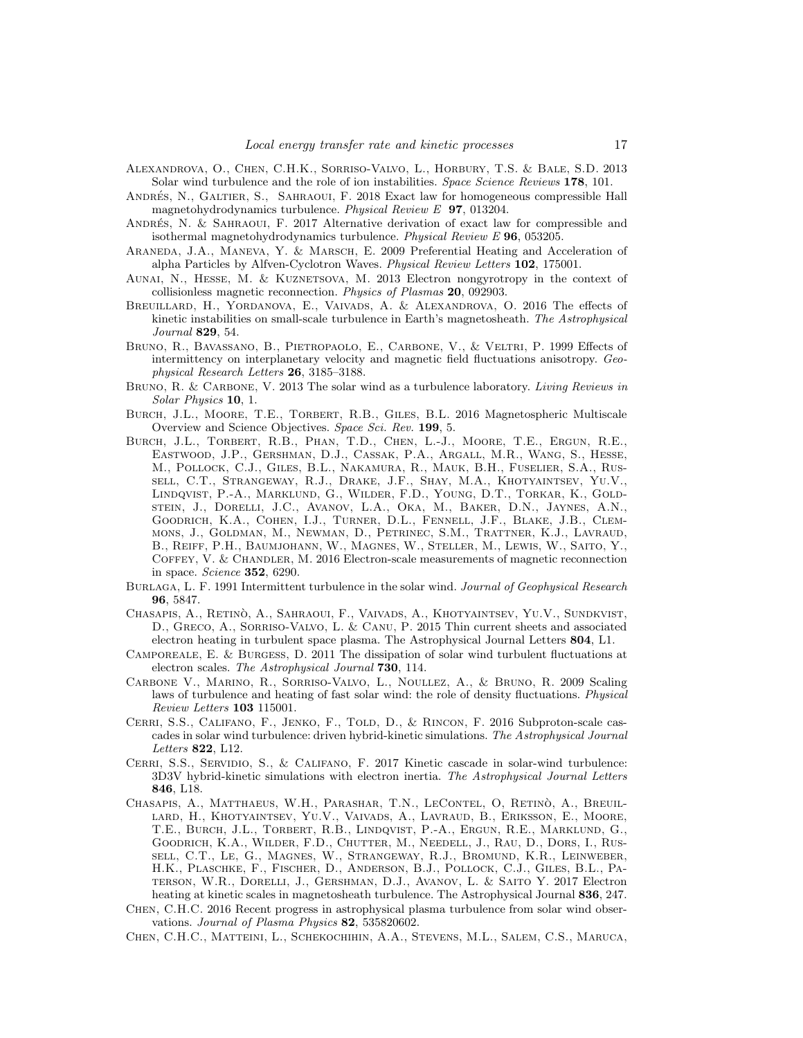Alexandrova, O., Chen, C.H.K., Sorriso-Valvo, L., Horbury, T.S. & Bale, S.D. 2013 Solar wind turbulence and the role of ion instabilities. *Space Science Reviews* **178**, 101.

Andrés, N., Galtier, S., Sahraoui, F. 2018 Exact law for homogeneous compressible Hall magnetohydrodynamics turbulence. *Physical Review E* **97**, 013204.

Andrés, N. & Sahraoui, F. 2017 Alternative derivation of exact law for compressible and isothermal magnetohydrodynamics turbulence. *Physical Review E* **96**, 053205.

Araneda, J.A., Maneva, Y. & Marsch, E. 2009 Preferential Heating and Acceleration of alpha Particles by Alfven-Cyclotron Waves. *Physical Review Letters* **102**, 175001.

Aunai, N., Hesse, M. & Kuznetsova, M. 2013 Electron nongyrotropy in the context of collisionless magnetic reconnection. *Physics of Plasmas* **20**, 092903.

Breuillard, H., Yordanova, E., Vaivads, A. & Alexandrova, O. 2016 The effects of kinetic instabilities on small-scale turbulence in Earth's magnetosheath. *The Astrophysical Journal* **829**, 54.

Bruno, R., Bavassano, B., Pietropaolo, E., Carbone, V., & Veltri, P. 1999 Effects of intermittency on interplanetary velocity and magnetic field fluctuations anisotropy. *Geophysical Research Letters* **26**, 3185–3188.

Bruno, R. & Carbone, V. 2013 The solar wind as a turbulence laboratory. *Living Reviews in Solar Physics* **10**, 1.

Burch, J.L., Moore, T.E., Torbert, R.B., Giles, B.L. 2016 Magnetospheric Multiscale Overview and Science Objectives. *Space Sci. Rev.* **199**, 5.

Burch, J.L., Torbert, R.B., Phan, T.D., Chen, L.-J., Moore, T.E., Ergun, R.E., Eastwood, J.P., Gershman, D.J., Cassak, P.A., Argall, M.R., Wang, S., Hesse, M., Pollock, C.J., Giles, B.L., Nakamura, R., Mauk, B.H., Fuselier, S.A., Russell, C.T., Strangeway, R.J., Drake, J.F., Shay, M.A., Khotyaintsev, Yu.V., Lindqvist, P.-A., Marklund, G., Wilder, F.D., Young, D.T., Torkar, K., Goldstein, J., Dorelli, J.C., Avanov, L.A., Oka, M., Baker, D.N., Jaynes, A.N., Goodrich, K.A., Cohen, I.J., Turner, D.L., Fennell, J.F., Blake, J.B., Clemmons, J., Goldman, M., Newman, D., Petrinec, S.M., Trattner, K.J., Lavraud, B., Reiff, P.H., Baumjohann, W., Magnes, W., Steller, M., Lewis, W., Saito, Y., Coffey, V. & Chandler, M. 2016 Electron-scale measurements of magnetic reconnection in space. *Science* **352**, 6290.

Burlaga, L. F. 1991 Intermittent turbulence in the solar wind. *Journal of Geophysical Research* **96**, 5847.

Chasapis, A., Retinò, A., Sahraoui, F., Vaivads, A., Khotyaintsev, Yu.V., Sundkvist, D., Greco, A., Sorriso-Valvo, L. & Canu, P. 2015 Thin current sheets and associated electron heating in turbulent space plasma. The Astrophysical Journal Letters **804**, L1.

Camporeale, E. & Burgess, D. 2011 The dissipation of solar wind turbulent fluctuations at electron scales. *The Astrophysical Journal* **730**, 114.

Carbone V., Marino, R., Sorriso-Valvo, L., Noullez, A., & Bruno, R. 2009 Scaling laws of turbulence and heating of fast solar wind: the role of density fluctuations. *Physical Review Letters* **103** 115001.

Cerri, S.S., Califano, F., Jenko, F., Told, D., & Rincon, F. 2016 Subproton-scale cascades in solar wind turbulence: driven hybrid-kinetic simulations. *The Astrophysical Journal Letters* **822**, L12.

Cerri, S.S., Servidio, S., & Califano, F. 2017 Kinetic cascade in solar-wind turbulence: 3D3V hybrid-kinetic simulations with electron inertia. *The Astrophysical Journal Letters* **846**, L18.

Chasapis, A., Matthaeus, W.H., Parashar, T.N., LeContel, O, Retinò, A., Breuillard, H., Khotyaintsev, Yu.V., Vaivads, A., Lavraud, B., Eriksson, E., Moore, T.E., Burch, J.L., Torbert, R.B., Lindqvist, P.-A., Ergun, R.E., Marklund, G., Goodrich, K.A., Wilder, F.D., Chutter, M., Needell, J., Rau, D., Dors, I., Russell, C.T., Le, G., Magnes, W., Strangeway, R.J., Bromund, K.R., Leinweber, H.K., Plaschke, F., Fischer, D., Anderson, B.J., Pollock, C.J., Giles, B.L., Paterson, W.R., Dorelli, J., Gershman, D.J., Avanov, L. & Saito Y. 2017 Electron heating at kinetic scales in magnetosheath turbulence. The Astrophysical Journal **836**, 247.

Chen, C.H.C. 2016 Recent progress in astrophysical plasma turbulence from solar wind observations. *Journal of Plasma Physics* **82**, 535820602.

Chen, C.H.C., Matteini, L., Schekochihin, A.A., Stevens, M.L., Salem, C.S., Maruca,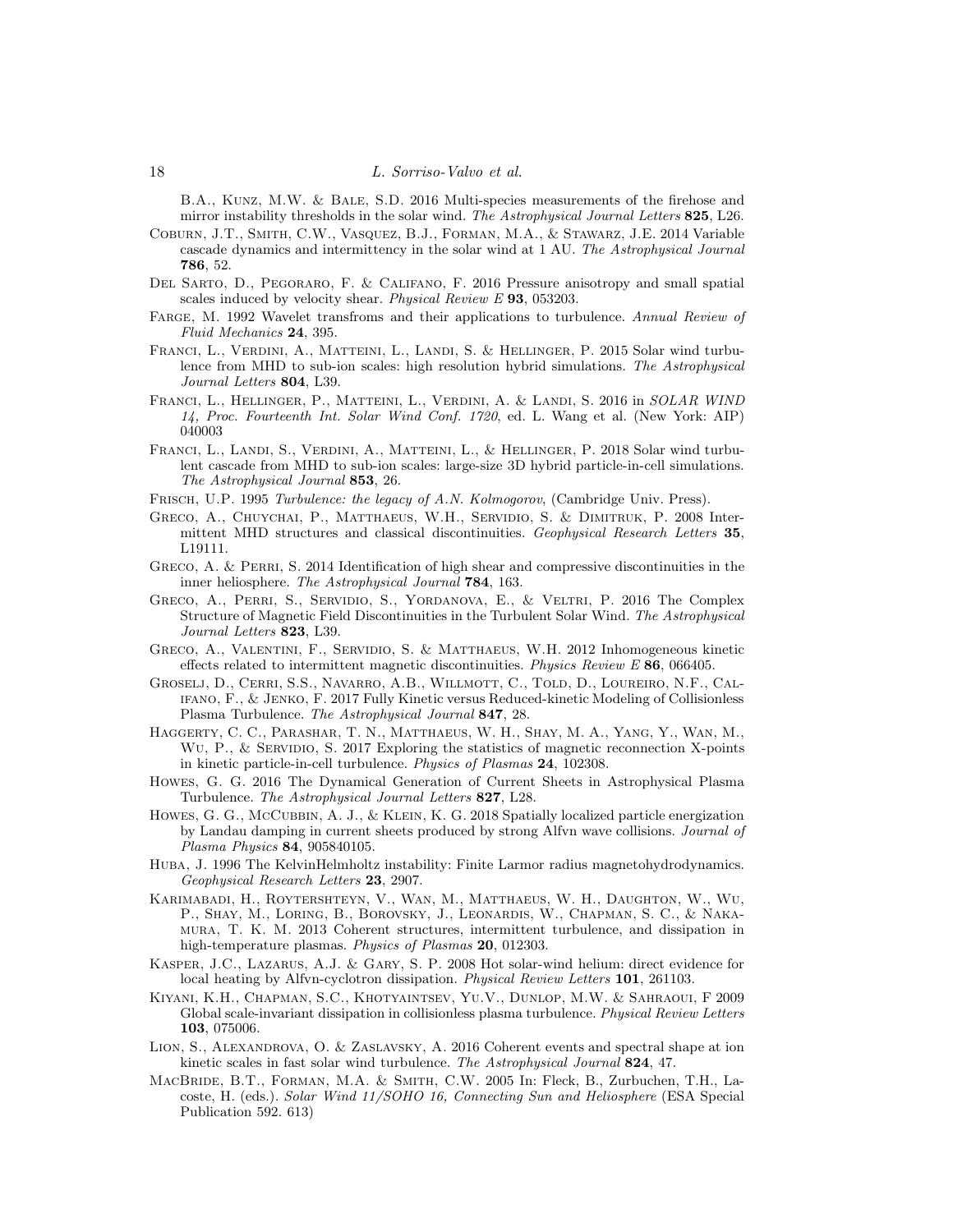B.A., Kunz, M.W. & Bale, S.D. 2016 Multi-species measurements of the firehose and mirror instability thresholds in the solar wind. *The Astrophysical Journal Letters* **825**, L26.

Coburn, J.T., Smith, C.W., Vasquez, B.J., Forman, M.A., & Stawarz, J.E. 2014 Variable cascade dynamics and intermittency in the solar wind at 1 AU. *The Astrophysical Journal* **786**, 52.

Del Sarto, D., Pegoraro, F. & Califano, F. 2016 Pressure anisotropy and small spatial scales induced by velocity shear. *Physical Review E* **93**, 053203.

Farge, M. 1992 Wavelet transfroms and their applications to turbulence. *Annual Review of Fluid Mechanics* **24**, 395.

Franci, L., Verdini, A., Matteini, L., Landi, S. & Hellinger, P. 2015 Solar wind turbulence from MHD to sub-ion scales: high resolution hybrid simulations. *The Astrophysical Journal Letters* **804**, L39.

Franci, L., Hellinger, P., Matteini, L., Verdini, A. & Landi, S. 2016 in *SOLAR WIND 14, Proc. Fourteenth Int. Solar Wind Conf. 1720*, ed. L. Wang et al. (New York: AIP) 040003

Franci, L., Landi, S., Verdini, A., Matteini, L., & Hellinger, P. 2018 Solar wind turbulent cascade from MHD to sub-ion scales: large-size 3D hybrid particle-in-cell simulations. *The Astrophysical Journal* **853**, 26.

Frisch, U.P. 1995 *Turbulence: the legacy of A.N. Kolmogorov*, (Cambridge Univ. Press).

Greco, A., Chuychai, P., Matthaeus, W.H., Servidio, S. & Dimitruk, P. 2008 Intermittent MHD structures and classical discontinuities. *Geophysical Research Letters* **35**, L19111.

Greco, A. & Perri, S. 2014 Identification of high shear and compressive discontinuities in the inner heliosphere. *The Astrophysical Journal* **784**, 163.

Greco, A., Perri, S., Servidio, S., Yordanova, E., & Veltri, P. 2016 The Complex Structure of Magnetic Field Discontinuities in the Turbulent Solar Wind. *The Astrophysical Journal Letters* **823**, L39.

Greco, A., Valentini, F., Servidio, S. & Matthaeus, W.H. 2012 Inhomogeneous kinetic effects related to intermittent magnetic discontinuities. *Physics Review E* **86**, 066405.

Groselj, D., Cerri, S.S., Navarro, A.B., Willmott, C., Told, D., Loureiro, N.F., Califano, F., & Jenko, F. 2017 Fully Kinetic versus Reduced-kinetic Modeling of Collisionless Plasma Turbulence. *The Astrophysical Journal* **847**, 28.

Haggerty, C. C., Parashar, T. N., Matthaeus, W. H., Shay, M. A., Yang, Y., Wan, M., Wu, P., & Servidio, S. 2017 Exploring the statistics of magnetic reconnection X-points in kinetic particle-in-cell turbulence. *Physics of Plasmas* **24**, 102308.

Howes, G. G. 2016 The Dynamical Generation of Current Sheets in Astrophysical Plasma Turbulence. *The Astrophysical Journal Letters* **827**, L28.

Howes, G. G., McCubbin, A. J., & Klein, K. G. 2018 Spatially localized particle energization by Landau damping in current sheets produced by strong Alfvn wave collisions. *Journal of Plasma Physics* **84**, 905840105.

Huba, J. 1996 The KelvinHelmholtz instability: Finite Larmor radius magnetohydrodynamics. *Geophysical Research Letters* **23**, 2907.

Karimabadi, H., Roytershteyn, V., Wan, M., Matthaeus, W. H., Daughton, W., Wu, P., Shay, M., Loring, B., Borovsky, J., Leonardis, W., Chapman, S. C., & Nakamura, T. K. M. 2013 Coherent structures, intermittent turbulence, and dissipation in high-temperature plasmas. *Physics of Plasmas* **20**, 012303.

Kasper, J.C., Lazarus, A.J. & Gary, S. P. 2008 Hot solar-wind helium: direct evidence for local heating by Alfvn-cyclotron dissipation. *Physical Review Letters* **101**, 261103.

Kiyani, K.H., Chapman, S.C., Khotyaintsev, Yu.V., Dunlop, M.W. & Sahraoui, F 2009 Global scale-invariant dissipation in collisionless plasma turbulence. *Physical Review Letters* **103**, 075006.

Lion, S., Alexandrova, O. & Zaslavsky, A. 2016 Coherent events and spectral shape at ion kinetic scales in fast solar wind turbulence. *The Astrophysical Journal* **824**, 47.

MacBride, B.T., Forman, M.A. & Smith, C.W. 2005 In: Fleck, B., Zurbuchen, T.H., Lacoste, H. (eds.). *Solar Wind 11/SOHO 16, Connecting Sun and Heliosphere* (ESA Special Publication 592. 613)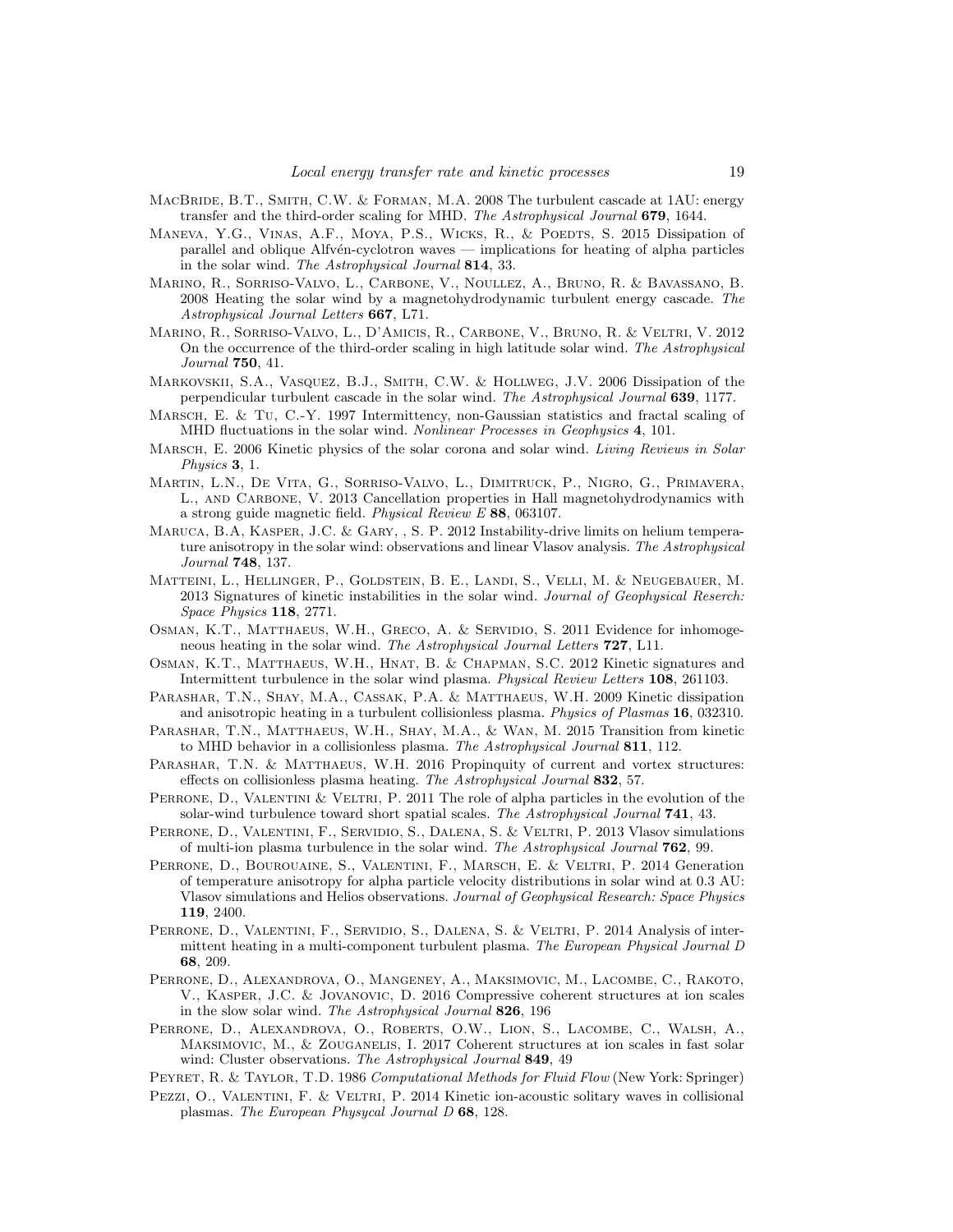MacBride, B.T., Smith, C.W. & Forman, M.A. 2008 The turbulent cascade at 1AU: energy transfer and the third-order scaling for MHD. *The Astrophysical Journal* **679**, 1644.

Maneva, Y.G., Vinas, A.F., Moya, P.S., Wicks, R., & Poedts, S. 2015 Dissipation of parallel and oblique Alfvén-cyclotron waves — implications for heating of alpha particles in the solar wind. *The Astrophysical Journal* **814**, 33.

Marino, R., Sorriso-Valvo, L., Carbone, V., Noullez, A., Bruno, R. & Bavassano, B. 2008 Heating the solar wind by a magnetohydrodynamic turbulent energy cascade. *The Astrophysical Journal Letters* **667**, L71.

Marino, R., Sorriso-Valvo, L., D'Amicis, R., Carbone, V., Bruno, R. & Veltri, V. 2012 On the occurrence of the third-order scaling in high latitude solar wind. *The Astrophysical Journal* **750**, 41.

Markovskii, S.A., Vasquez, B.J., Smith, C.W. & Hollweg, J.V. 2006 Dissipation of the perpendicular turbulent cascade in the solar wind. *The Astrophysical Journal* **639**, 1177.

Marsch, E. & Tu, C.-Y. 1997 Intermittency, non-Gaussian statistics and fractal scaling of MHD fluctuations in the solar wind. *Nonlinear Processes in Geophysics* **4**, 101.

Marsch, E. 2006 Kinetic physics of the solar corona and solar wind. *Living Reviews in Solar Physics* **3**, 1.

Martin, L.N., De Vita, G., Sorriso-Valvo, L., Dimitruck, P., Nigro, G., Primavera, L., and Carbone, V. 2013 Cancellation properties in Hall magnetohydrodynamics with a strong guide magnetic field. *Physical Review E* **88**, 063107.

Maruca, B.A, Kasper, J.C. & Gary, , S. P. 2012 Instability-drive limits on helium temperature anisotropy in the solar wind: observations and linear Vlasov analysis. *The Astrophysical Journal* **748**, 137.

Matteini, L., Hellinger, P., Goldstein, B. E., Landi, S., Velli, M. & Neugebauer, M. 2013 Signatures of kinetic instabilities in the solar wind. *Journal of Geophysical Reserch: Space Physics* **118**, 2771.

Osman, K.T., Matthaeus, W.H., Greco, A. & Servidio, S. 2011 Evidence for inhomogeneous heating in the solar wind. *The Astrophysical Journal Letters* **727**, L11.

Osman, K.T., Matthaeus, W.H., Hnat, B. & Chapman, S.C. 2012 Kinetic signatures and Intermittent turbulence in the solar wind plasma. *Physical Review Letters* **108**, 261103.

Parashar, T.N., Shay, M.A., Cassak, P.A. & Matthaeus, W.H. 2009 Kinetic dissipation and anisotropic heating in a turbulent collisionless plasma. *Physics of Plasmas* **16**, 032310.

Parashar, T.N., Matthaeus, W.H., Shay, M.A., & Wan, M. 2015 Transition from kinetic to MHD behavior in a collisionless plasma. *The Astrophysical Journal* **811**, 112.

Parashar, T.N. & Matthaeus, W.H. 2016 Propinquity of current and vortex structures: effects on collisionless plasma heating. *The Astrophysical Journal* **832**, 57.

Perrone, D., Valentini & Veltri, P. 2011 The role of alpha particles in the evolution of the solar-wind turbulence toward short spatial scales. *The Astrophysical Journal* **741**, 43.

Perrone, D., Valentini, F., Servidio, S., Dalena, S. & Veltri, P. 2013 Vlasov simulations of multi-ion plasma turbulence in the solar wind. *The Astrophysical Journal* **762**, 99.

Perrone, D., Bourouaine, S., Valentini, F., Marsch, E. & Veltri, P. 2014 Generation of temperature anisotropy for alpha particle velocity distributions in solar wind at 0.3 AU: Vlasov simulations and Helios observations. *Journal of Geophysical Research: Space Physics* **119**, 2400.

Perrone, D., Valentini, F., Servidio, S., Dalena, S. & Veltri, P. 2014 Analysis of intermittent heating in a multi-component turbulent plasma. *The European Physical Journal D* **68**, 209.

Perrone, D., Alexandrova, O., Mangeney, A., Maksimovic, M., Lacombe, C., Rakoto, V., Kasper, J.C. & Jovanovic, D. 2016 Compressive coherent structures at ion scales in the slow solar wind. *The Astrophysical Journal* **826**, 196

Perrone, D., Alexandrova, O., Roberts, O.W., Lion, S., Lacombe, C., Walsh, A., Maksimovic, M., & Zouganelis, I. 2017 Coherent structures at ion scales in fast solar wind: Cluster observations. *The Astrophysical Journal* **849**, 49

Peyret, R. & Taylor, T.D. 1986 *Computational Methods for Fluid Flow* (New York: Springer)

Pezzi, O., Valentini, F. & Veltri, P. 2014 Kinetic ion-acoustic solitary waves in collisional plasmas. *The European Physycal Journal D* **68**, 128.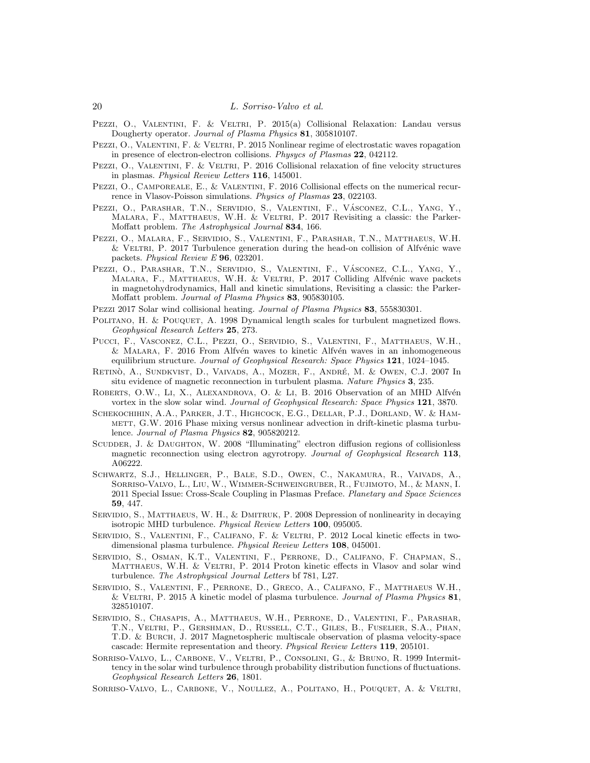Pezzi, O., Valentini, F. & Veltri, P. 2015(a) Collisional Relaxation: Landau versus Dougherty operator. *Journal of Plasma Physics* **81**, 305810107.

Pezzi, O., Valentini, F. & Veltri, P. 2015 Nonlinear regime of electrostatic waves ropagation in presence of electron-electron collisions. *Physycs of Plasmas* **22**, 042112.

Pezzi, O., Valentini, F. & Veltri, P. 2016 Collisional relaxation of fine velocity structures in plasmas. *Physical Review Letters* **116**, 145001.

Pezzi, O., Camporeale, E., & Valentini, F. 2016 Collisional effects on the numerical recurrence in Vlasov-Poisson simulations. *Physics of Plasmas* **23**, 022103.

Pezzi, O., Parashar, T.N., Servidio, S., Valentini, F., Vásconez, C.L., Yang, Y., Malara, F., Matthaeus, W.H. & Veltri, P. 2017 Revisiting a classic: the Parker-Moffatt problem. *The Astrophysical Journal* **834**, 166.

Pezzi, O., Malara, F., Servidio, S., Valentini, F., Parashar, T.N., Matthaeus, W.H. & Veltri, P. 2017 Turbulence generation during the head-on collision of Alfvénic wave packets. *Physical Review E* **96**, 023201.

Pezzi, O., Parashar, T.N., Servidio, S., Valentini, F., Vásconez, C.L., Yang, Y., Malara, F., Matthaeus, W.H. & Veltri, P. 2017 Colliding Alfvénic wave packets in magnetohydrodynamics, Hall and kinetic simulations, Revisiting a classic: the Parker-Moffatt problem. *Journal of Plasma Physics* **83**, 905830105.

Pezzi 2017 Solar wind collisional heating. *Journal of Plasma Physics* **83**, 555830301.

Politano, H. & Pouquet, A. 1998 Dynamical length scales for turbulent magnetized flows. *Geophysical Research Letters* **25**, 273.

Pucci, F., Vasconez, C.L., Pezzi, O., Servidio, S., Valentini, F., Matthaeus, W.H., & Malara, F. 2016 From Alfvén waves to kinetic Alfvén waves in an inhomogeneous equilibrium structure. *Journal of Geophysical Research: Space Physics* **121**, 1024–1045.

Retinò, A., Sundkvist, D., Vaivads, A., Mozer, F., André, M. & Owen, C.J. 2007 In situ evidence of magnetic reconnection in turbulent plasma. *Nature Physics* **3**, 235.

Roberts, O.W., Li, X., Alexandrova, O. & Li, B. 2016 Observation of an MHD Alfvén vortex in the slow solar wind. *Journal of Geophysical Research: Space Physics* **121**, 3870.

Schekochihin, A.A., Parker, J.T., Highcock, E.G., Dellar, P.J., Dorland, W. & Hammett, G.W. 2016 Phase mixing versus nonlinear advection in drift-kinetic plasma turbulence. *Journal of Plasma Physics* **82**, 905820212.

Scudder, J. & Daughton, W. 2008 "Illuminating" electron diffusion regions of collisionless magnetic reconnection using electron agyrotropy. *Journal of Geophysical Research* **113**, A06222.

Schwartz, S.J., Hellinger, P., Bale, S.D., Owen, C., Nakamura, R., Vaivads, A., Sorriso-Valvo, L., Liu, W., Wimmer-Schweingruber, R., Fujimoto, M., & Mann, I. 2011 Special Issue: Cross-Scale Coupling in Plasmas Preface. *Planetary and Space Sciences* **59**, 447.

Servidio, S., Matthaeus, W. H., & Dmitruk, P. 2008 Depression of nonlinearity in decaying isotropic MHD turbulence. *Physical Review Letters* **100**, 095005.

Servidio, S., Valentini, F., Califano, F. & Veltri, P. 2012 Local kinetic effects in two-dimensional plasma turbulence. *Physical Review Letters* **108**, 045001.

Servidio, S., Osman, K.T., Valentini, F., Perrone, D., Califano, F. Chapman, S., Matthaeus, W.H. & Veltri, P. 2014 Proton kinetic effects in Vlasov and solar wind turbulence. *The Astrophysical Journal Letters* bf 781, L27.

Servidio, S., Valentini, F., Perrone, D., Greco, A., Califano, F., Matthaeus W.H., & Veltri, P. 2015 A kinetic model of plasma turbulence. *Journal of Plasma Physics* **81**, 328510107.

Servidio, S., Chasapis, A., Matthaeus, W.H., Perrone, D., Valentini, F., Parashar, T.N., Veltri, P., Gershman, D., Russell, C.T., Giles, B., Fuselier, S.A., Phan, T.D. & Burch, J. 2017 Magnetospheric multiscale observation of plasma velocity-space cascade: Hermite representation and theory. *Physical Review Letters* **119**, 205101.

Sorriso-Valvo, L., Carbone, V., Veltri, P., Consolini, G., & Bruno, R. 1999 Intermittency in the solar wind turbulence through probability distribution functions of fluctuations. *Geophysical Research Letters* **26**, 1801.

Sorriso-Valvo, L., Carbone, V., Noullez, A., Politano, H., Pouquet, A. & Veltri,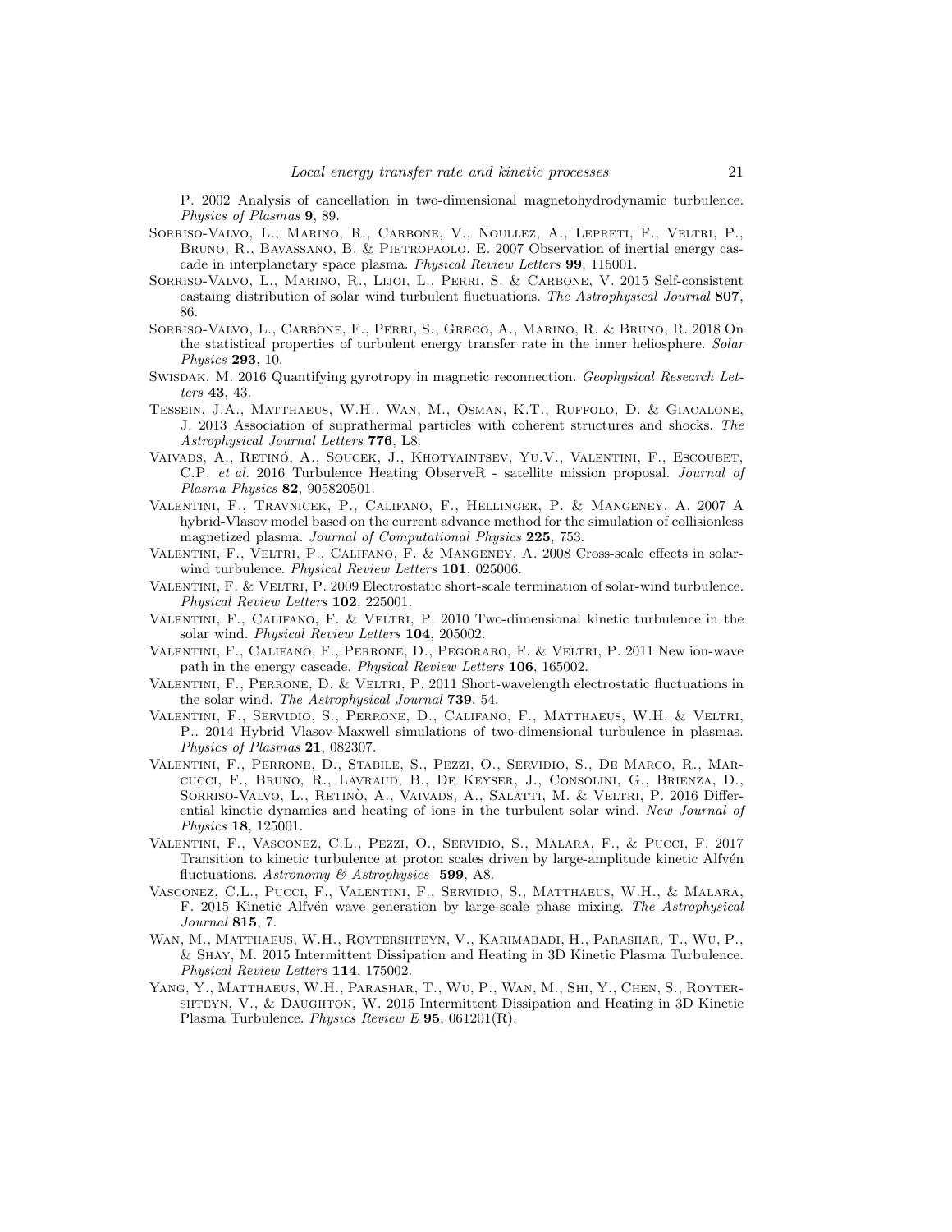P. 2002 Analysis of cancellation in two-dimensional magnetohydrodynamic turbulence. *Physics of Plasmas* **9**, 89.

Sorriso-Valvo, L., Marino, R., Carbone, V., Noullez, A., Lepreti, F., Veltri, P., Bruno, R., Bavassano, B. & Pietropaolo, E. 2007 Observation of inertial energy cascade in interplanetary space plasma. *Physical Review Letters* **99**, 115001.

Sorriso-Valvo, L., Marino, R., Lijoi, L., Perri, S. & Carbone, V. 2015 Self-consistent castaing distribution of solar wind turbulent fluctuations. *The Astrophysical Journal* **807**, 86.

Sorriso-Valvo, L., Carbone, F., Perri, S., Greco, A., Marino, R. & Bruno, R. 2018 On the statistical properties of turbulent energy transfer rate in the inner heliosphere. *Solar Physics* **293**, 10.

Swisdak, M. 2016 Quantifying gyrotropy in magnetic reconnection. *Geophysical Research Letters* **43**, 43.

Tessein, J.A., Matthaeus, W.H., Wan, M., Osman, K.T., Ruffolo, D. & Giacalone, J. 2013 Association of suprathermal particles with coherent structures and shocks. *The Astrophysical Journal Letters* **776**, L8.

Vaivads, A., Retinó, A., Soucek, J., Khotyaintsev, Yu.V., Valentini, F., Escoubet, C.P. *et al.* 2016 Turbulence Heating ObserveR - satellite mission proposal. *Journal of Plasma Physics* **82**, 905820501.

Valentini, F., Travnicek, P., Califano, F., Hellinger, P. & Mangeney, A. 2007 A hybrid-Vlasov model based on the current advance method for the simulation of collisionless magnetized plasma. *Journal of Computational Physics* **225**, 753.

Valentini, F., Veltri, P., Califano, F. & Mangeney, A. 2008 Cross-scale effects in solar-wind turbulence. *Physical Review Letters* **101**, 025006.

Valentini, F. & Veltri, P. 2009 Electrostatic short-scale termination of solar-wind turbulence. *Physical Review Letters* **102**, 225001.

Valentini, F., Califano, F. & Veltri, P. 2010 Two-dimensional kinetic turbulence in the solar wind. *Physical Review Letters* **104**, 205002.

Valentini, F., Califano, F., Perrone, D., Pegoraro, F. & Veltri, P. 2011 New ion-wave path in the energy cascade. *Physical Review Letters* **106**, 165002.

Valentini, F., Perrone, D. & Veltri, P. 2011 Short-wavelength electrostatic fluctuations in the solar wind. *The Astrophysical Journal* **739**, 54.

Valentini, F., Servidio, S., Perrone, D., Califano, F., Matthaeus, W.H. & Veltri, P.. 2014 Hybrid Vlasov-Maxwell simulations of two-dimensional turbulence in plasmas. *Physics of Plasmas* **21**, 082307.

Valentini, F., Perrone, D., Stabile, S., Pezzi, O., Servidio, S., De Marco, R., Marcucci, F., Bruno, R., Lavraud, B., De Keyser, J., Consolini, G., Brienza, D., Sorriso-Valvo, L., Retinò, A., Vaivads, A., Salatti, M. & Veltri, P. 2016 Differential kinetic dynamics and heating of ions in the turbulent solar wind. *New Journal of Physics* **18**, 125001.

Valentini, F., Vasconez, C.L., Pezzi, O., Servidio, S., Malara, F., & Pucci, F. 2017 Transition to kinetic turbulence at proton scales driven by large-amplitude kinetic Alfvén fluctuations. *Astronomy & Astrophysics* **599**, A8.

Vasconez, C.L., Pucci, F., Valentini, F., Servidio, S., Matthaeus, W.H., & Malara, F. 2015 Kinetic Alfvén wave generation by large-scale phase mixing. *The Astrophysical Journal* **815**, 7.

Wan, M., Matthaeus, W.H., Roytershteyn, V., Karimabadi, H., Parashar, T., Wu, P., & Shay, M. 2015 Intermittent Dissipation and Heating in 3D Kinetic Plasma Turbulence. *Physical Review Letters* **114**, 175002.

Yang, Y., Matthaeus, W.H., Parashar, T., Wu, P., Wan, M., Shi, Y., Chen, S., Roytershteyn, V., & Daughton, W. 2015 Intermittent Dissipation and Heating in 3D Kinetic Plasma Turbulence. *Physics Review E* **95**, 061201(R).